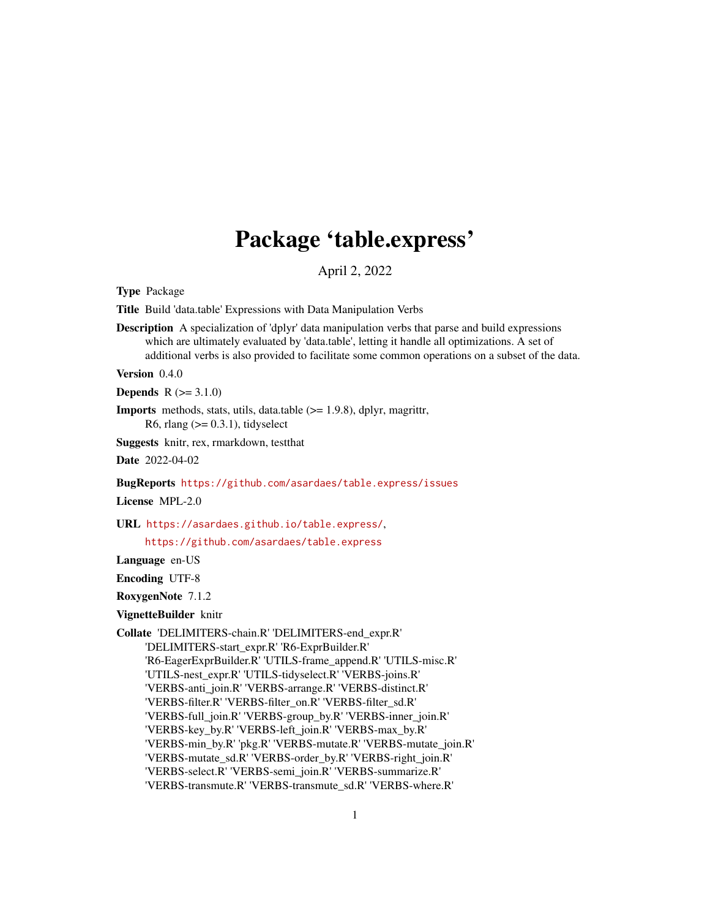# Package 'table.express'

April 2, 2022

**Type** Package

**Title** Build 'data.table' Expressions with Data Manipulation Verbs

**Description** A specialization of 'dplyr' data manipulation verbs that parse and build expressions which are ultimately evaluated by 'data.table', letting it handle all optimizations. A set of additional verbs is also provided to facilitate some common operations on a subset of the data.

**Version** 0.4.0

**Depends** R (>= 3.1.0)

**Imports** methods, stats, utils, data.table (>= 1.9.8), dplyr, magrittr, R6, rlang (>= 0.3.1), tidyselect

**Suggests** knitr, rex, rmarkdown, testthat

**Date** 2022-04-02

**BugReports** https://github.com/asardaes/table.express/issues

**License** MPL-2.0

**URL** https://asardaes.github.io/table.express/,
https://github.com/asardaes/table.express

**Language** en-US

**Encoding** UTF-8

**RoxygenNote** 7.1.2

**VignetteBuilder** knitr

**Collate** 'DELIMITERS-chain.R' 'DELIMITERS-end_expr.R' 'DELIMITERS-start_expr.R' 'R6-ExprBuilder.R' 'R6-EagerExprBuilder.R' 'UTILS-frame_append.R' 'UTILS-misc.R' 'UTILS-nest_expr.R' 'UTILS-tidyselect.R' 'VERBS-joins.R' 'VERBS-anti_join.R' 'VERBS-arrange.R' 'VERBS-distinct.R' 'VERBS-filter.R' 'VERBS-filter_on.R' 'VERBS-filter_sd.R' 'VERBS-full_join.R' 'VERBS-group_by.R' 'VERBS-inner_join.R' 'VERBS-key_by.R' 'VERBS-left_join.R' 'VERBS-max_by.R' 'VERBS-min_by.R' 'pkg.R' 'VERBS-mutate.R' 'VERBS-mutate_join.R' 'VERBS-mutate_sd.R' 'VERBS-order_by.R' 'VERBS-right_join.R' 'VERBS-select.R' 'VERBS-semi_join.R' 'VERBS-summarize.R' 'VERBS-transmute.R' 'VERBS-transmute_sd.R' 'VERBS-where.R'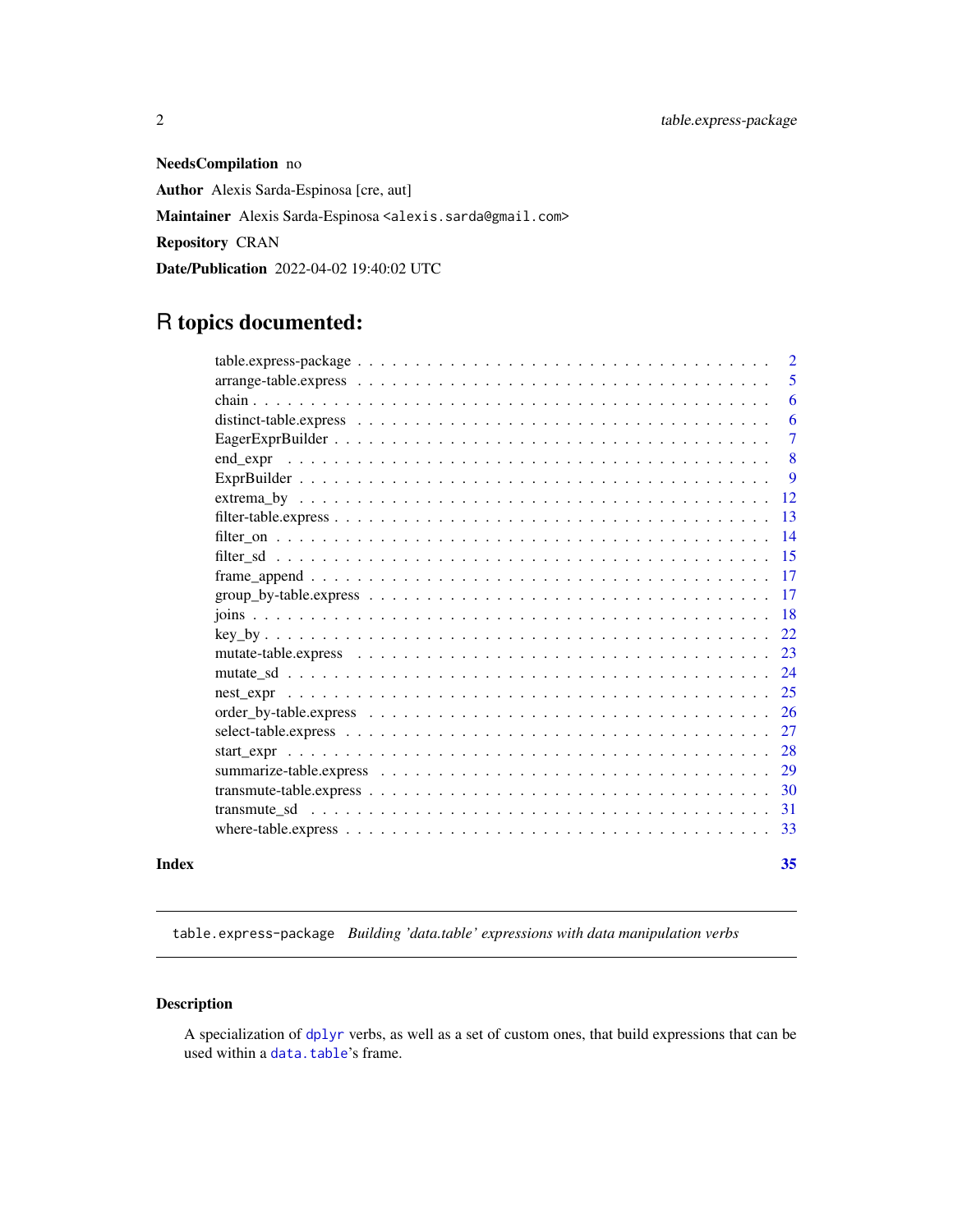**NeedsCompilation** no

**Author** Alexis Sarda-Espinosa [cre, aut]

**Maintainer** Alexis Sarda-Espinosa <alexis.sarda@gmail.com>

**Repository** CRAN

**Date/Publication** 2022-04-02 19:40:02 UTC

# R topics documented:

| | |
|---|---|
| table.express-package | 2 |
| arrange-table.express | 5 |
| chain | 6 |
| distinct-table.express | 6 |
| EagerExprBuilder | 7 |
| end_expr | 8 |
| ExprBuilder | 9 |
| extrema_by | 12 |
| filter-table.express | 13 |
| filter_on | 14 |
| filter_sd | 15 |
| frame_append | 17 |
| group_by-table.express | 17 |
| joins | 18 |
| key_by | 22 |
| mutate-table.express | 23 |
| mutate_sd | 24 |
| nest_expr | 25 |
| order_by-table.express | 26 |
| select-table.express | 27 |
| start_expr | 28 |
| summarize-table.express | 29 |
| transmute-table.express | 30 |
| transmute_sd | 31 |
| where-table.express | 33 |
| **Index** | **35** |

---

`table.express-package` *Building 'data.table' expressions with data manipulation verbs*

---

### Description

A specialization of `dplyr` verbs, as well as a set of custom ones, that build expressions that can be used within a `data.table`'s frame.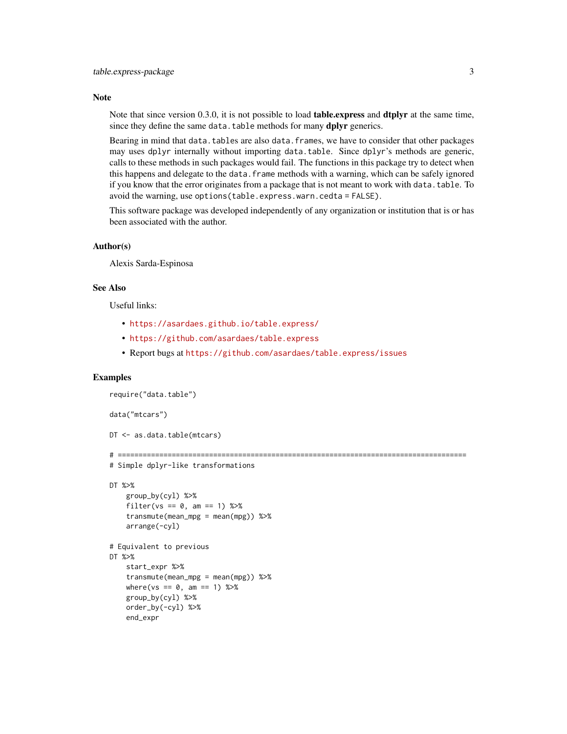## Note

Note that since version 0.3.0, it is not possible to load **table.express** and **dtplyr** at the same time, since they define the same `data.table` methods for many **dplyr** generics.

Bearing in mind that `data.tables` are also `data.frames`, we have to consider that other packages may uses `dplyr` internally without importing `data.table`. Since `dplyr`'s methods are generic, calls to these methods in such packages would fail. The functions in this package try to detect when this happens and delegate to the `data.frame` methods with a warning, which can be safely ignored if you know that the error originates from a package that is not meant to work with `data.table`. To avoid the warning, use `options(table.express.warn.cedta = FALSE)`.

This software package was developed independently of any organization or institution that is or has been associated with the author.

## Author(s)

Alexis Sarda-Espinosa

## See Also

Useful links:

- https://asardaes.github.io/table.express/
- https://github.com/asardaes/table.express
- Report bugs at https://github.com/asardaes/table.express/issues

## Examples

```
require("data.table")

data("mtcars")

DT <- as.data.table(mtcars)

# ====================================================================================
# Simple dplyr-like transformations

DT %>%
    group_by(cyl) %>%
    filter(vs == 0, am == 1) %>%
    transmute(mean_mpg = mean(mpg)) %>%
    arrange(-cyl)

# Equivalent to previous
DT %>%
    start_expr %>%
    transmute(mean_mpg = mean(mpg)) %>%
    where(vs == 0, am == 1) %>%
    group_by(cyl) %>%
    order_by(-cyl) %>%
    end_expr
```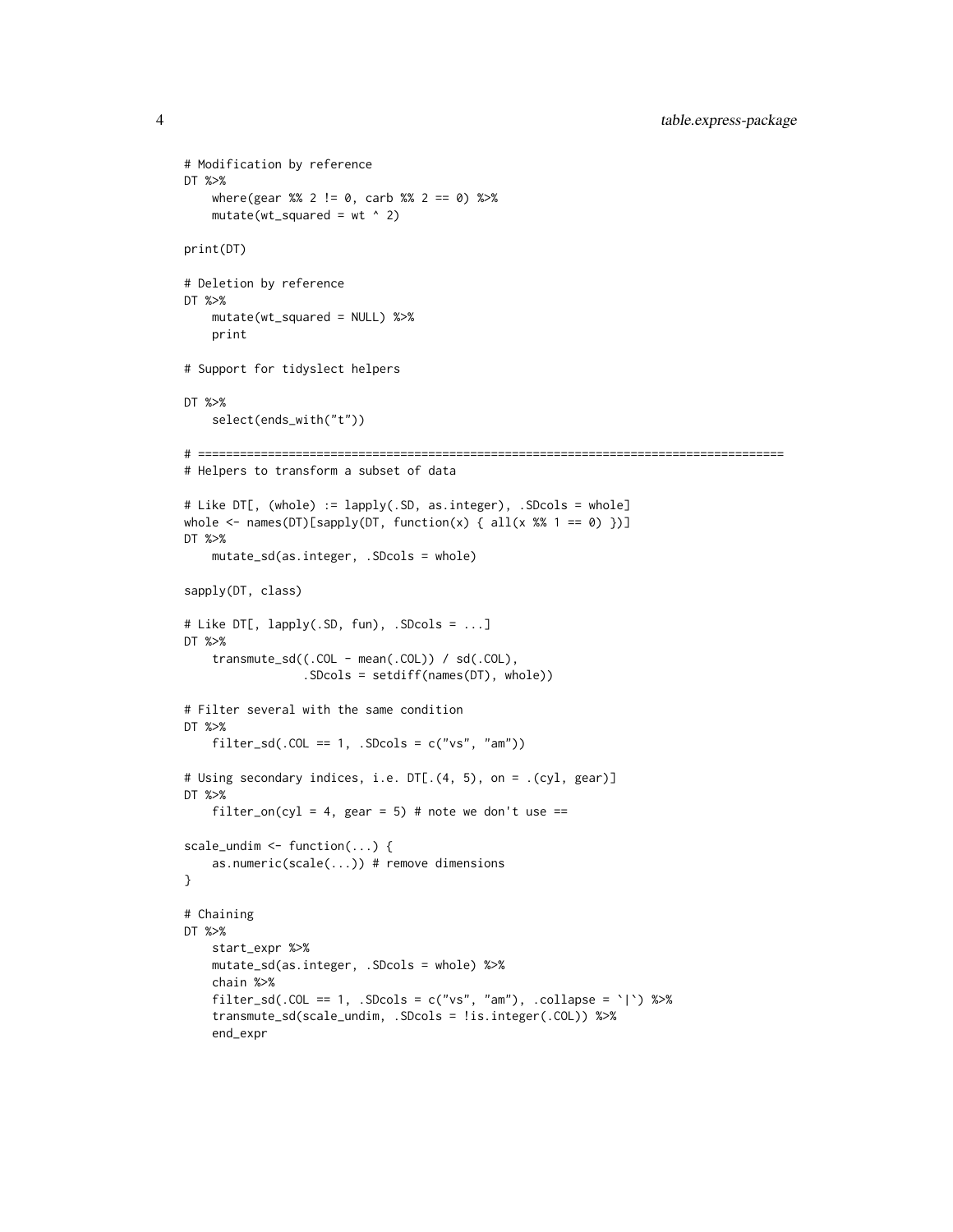```
# Modification by reference
DT %>%
    where(gear %% 2 != 0, carb %% 2 == 0) %>%
    mutate(wt_squared = wt ^ 2)

print(DT)

# Deletion by reference
DT %>%
    mutate(wt_squared = NULL) %>%
    print

# Support for tidyslect helpers

DT %>%
    select(ends_with("t"))

# ==================================================================================
# Helpers to transform a subset of data

# Like DT[, (whole) := lapply(.SD, as.integer), .SDcols = whole]
whole <- names(DT)[sapply(DT, function(x) { all(x %% 1 == 0) })]
DT %>%
    mutate_sd(as.integer, .SDcols = whole)

sapply(DT, class)

# Like DT[, lapply(.SD, fun), .SDcols = ...]
DT %>%
    transmute_sd((.COL - mean(.COL)) / sd(.COL),
                 .SDcols = setdiff(names(DT), whole))

# Filter several with the same condition
DT %>%
    filter_sd(.COL == 1, .SDcols = c("vs", "am"))

# Using secondary indices, i.e. DT[.(4, 5), on = .(cyl, gear)]
DT %>%
    filter_on(cyl = 4, gear = 5) # note we don't use ==

scale_undim <- function(...) {
    as.numeric(scale(...)) # remove dimensions
}

# Chaining
DT %>%
    start_expr %>%
    mutate_sd(as.integer, .SDcols = whole) %>%
    chain %>%
    filter_sd(.COL == 1, .SDcols = c("vs", "am"), .collapse = `|`) %>%
    transmute_sd(scale_undim, .SDcols = !is.integer(.COL)) %>%
    end_expr
```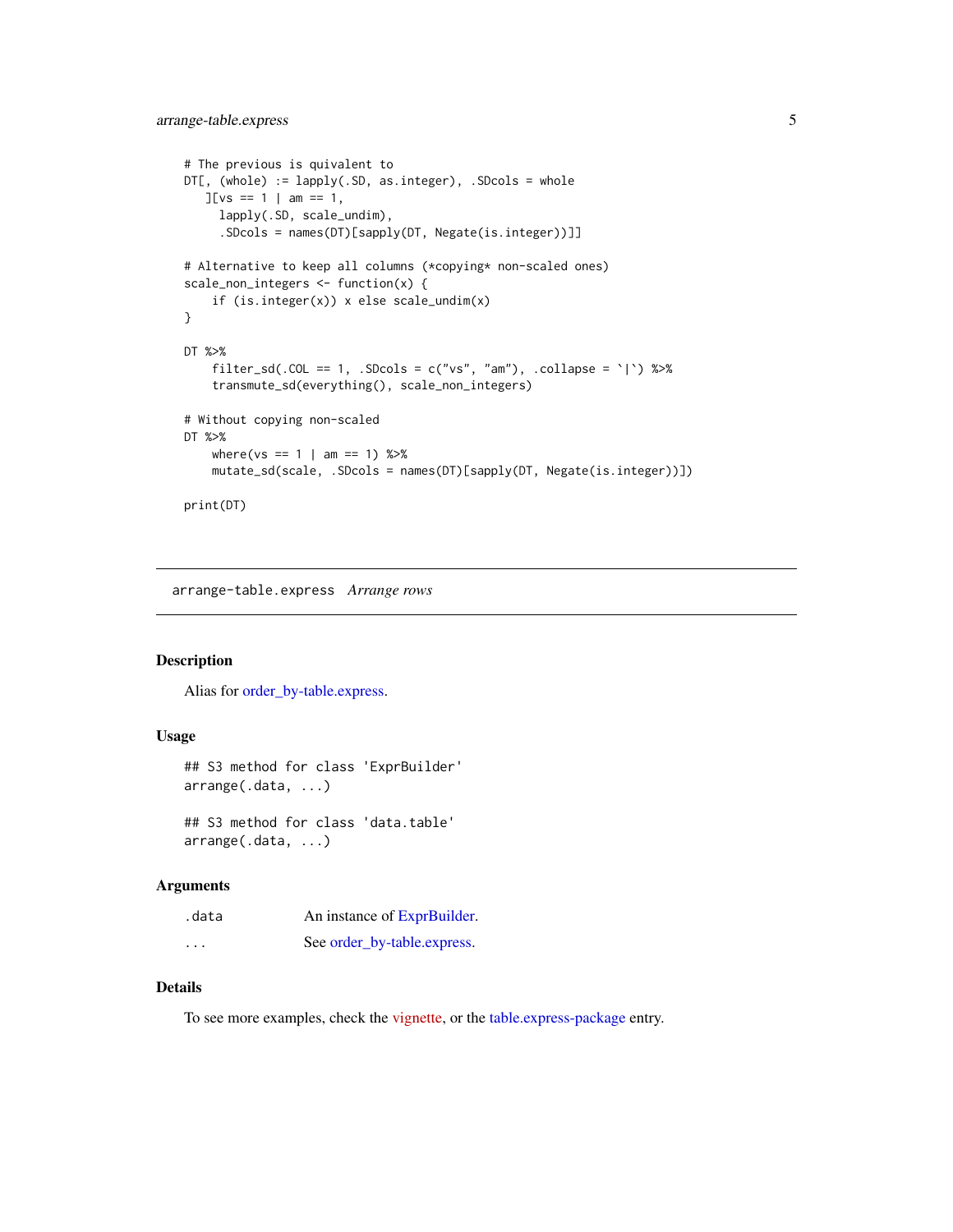```
# The previous is quivalent to
DT[, (whole) := lapply(.SD, as.integer), .SDcols = whole
   ][vs == 1 | am == 1,
     lapply(.SD, scale_undim),
     .SDcols = names(DT)[sapply(DT, Negate(is.integer))]]

# Alternative to keep all columns (*copying* non-scaled ones)
scale_non_integers <- function(x) {
    if (is.integer(x)) x else scale_undim(x)
}

DT %>%
    filter_sd(.COL == 1, .SDcols = c("vs", "am"), .collapse = `|`) %>%
    transmute_sd(everything(), scale_non_integers)

# Without copying non-scaled
DT %>%
    where(vs == 1 | am == 1) %>%
    mutate_sd(scale, .SDcols = names(DT)[sapply(DT, Negate(is.integer))])

print(DT)
```

---

## arrange-table.express *Arrange rows*

### Description

Alias for order_by-table.express.

### Usage

```
## S3 method for class 'ExprBuilder'
arrange(.data, ...)

## S3 method for class 'data.table'
arrange(.data, ...)
```

### Arguments

| | |
|---|---|
| `.data` | An instance of ExprBuilder. |
| `...` | See order_by-table.express. |

### Details

To see more examples, check the vignette, or the table.express-package entry.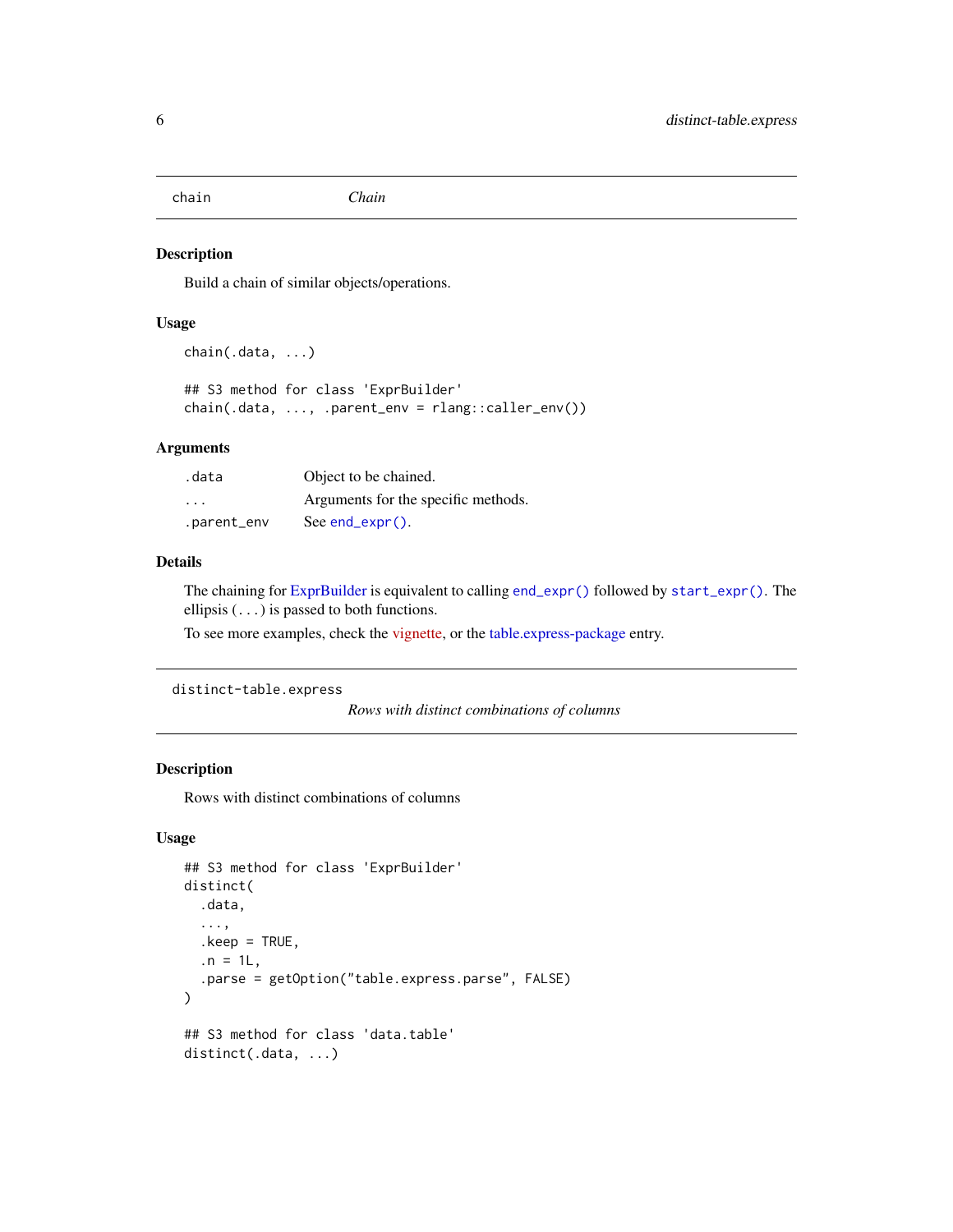## chain — *Chain*

### Description

Build a chain of similar objects/operations.

### Usage

```
chain(.data, ...)

## S3 method for class 'ExprBuilder'
chain(.data, ..., .parent_env = rlang::caller_env())
```

### Arguments

| | |
|---|---|
| `.data` | Object to be chained. |
| `...` | Arguments for the specific methods. |
| `.parent_env` | See `end_expr()`. |

### Details

The chaining for ExprBuilder is equivalent to calling `end_expr()` followed by `start_expr()`. The ellipsis (`...`) is passed to both functions.

To see more examples, check the vignette, or the table.express-package entry.

## distinct-table.express — *Rows with distinct combinations of columns*

### Description

Rows with distinct combinations of columns

### Usage

```
## S3 method for class 'ExprBuilder'
distinct(
  .data,
  ...,
  .keep = TRUE,
  .n = 1L,
  .parse = getOption("table.express.parse", FALSE)
)

## S3 method for class 'data.table'
distinct(.data, ...)
```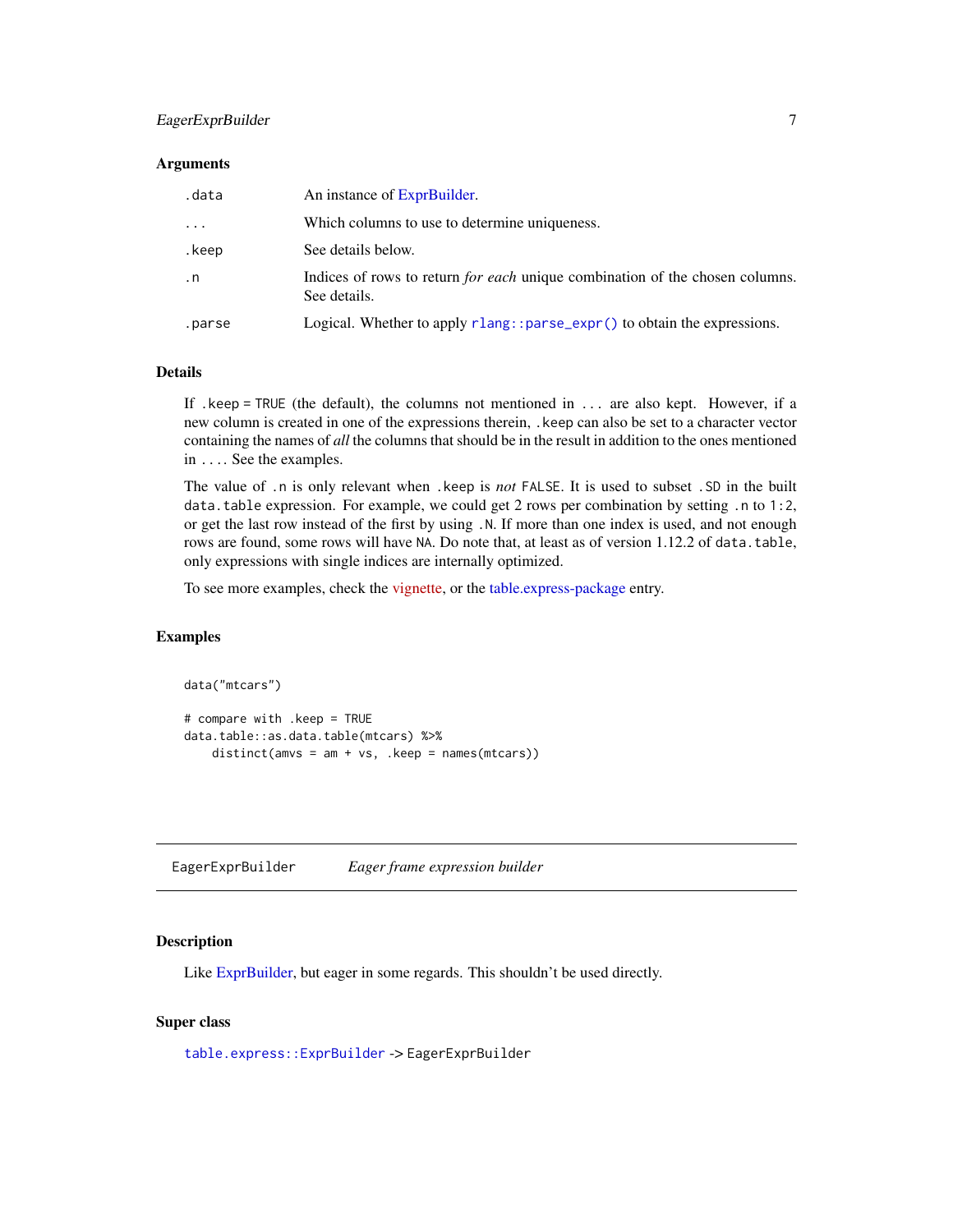### Arguments

| | |
|---|---|
| `.data` | An instance of ExprBuilder. |
| `...` | Which columns to use to determine uniqueness. |
| `.keep` | See details below. |
| `.n` | Indices of rows to return *for each* unique combination of the chosen columns. See details. |
| `.parse` | Logical. Whether to apply `rlang::parse_expr()` to obtain the expressions. |

### Details

If `.keep = TRUE` (the default), the columns not mentioned in `...` are also kept. However, if a new column is created in one of the expressions therein, `.keep` can also be set to a character vector containing the names of *all* the columns that should be in the result in addition to the ones mentioned in `...`. See the examples.

The value of `.n` is only relevant when `.keep` is *not* `FALSE`. It is used to subset `.SD` in the built `data.table` expression. For example, we could get 2 rows per combination by setting `.n` to `1:2`, or get the last row instead of the first by using `.N`. If more than one index is used, and not enough rows are found, some rows will have `NA`. Do note that, at least as of version 1.12.2 of `data.table`, only expressions with single indices are internally optimized.

To see more examples, check the vignette, or the table.express-package entry.

### Examples

```
data("mtcars")

# compare with .keep = TRUE
data.table::as.data.table(mtcars) %>%
    distinct(amvs = am + vs, .keep = names(mtcars))
```

---

## EagerExprBuilder    *Eager frame expression builder*

### Description

Like ExprBuilder, but eager in some regards. This shouldn't be used directly.

### Super class

`table.express::ExprBuilder` -> `EagerExprBuilder`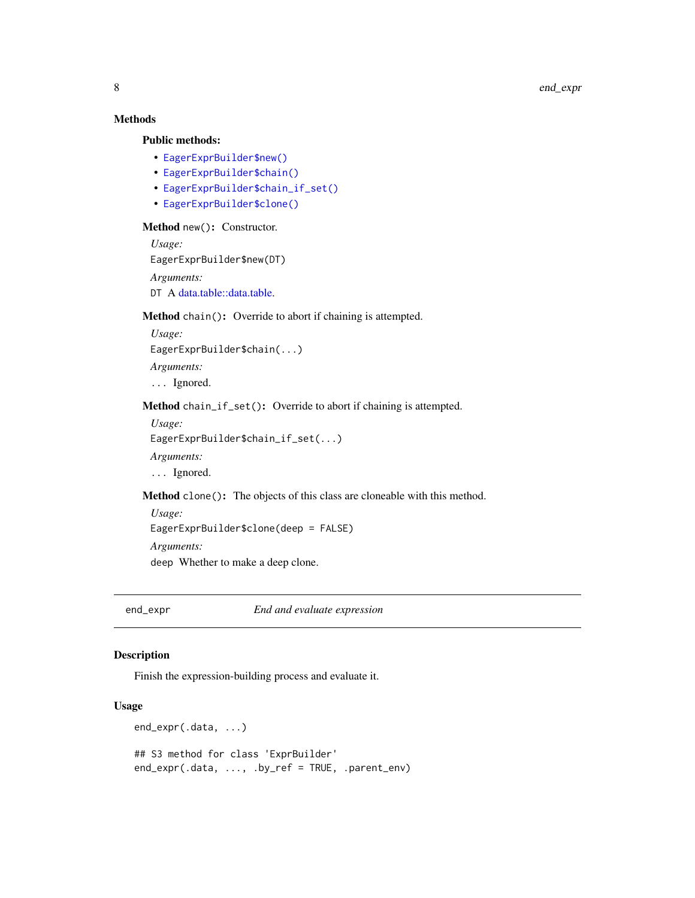### Methods

#### Public methods:

- `EagerExprBuilder$new()`
- `EagerExprBuilder$chain()`
- `EagerExprBuilder$chain_if_set()`
- `EagerExprBuilder$clone()`

**Method** `new()`**:** Constructor.

*Usage:*

```
EagerExprBuilder$new(DT)
```

*Arguments:*

`DT` A data.table::data.table.

**Method** `chain()`**:** Override to abort if chaining is attempted.

*Usage:*

```
EagerExprBuilder$chain(...)
```

*Arguments:*

`...` Ignored.

**Method** `chain_if_set()`**:** Override to abort if chaining is attempted.

*Usage:*

```
EagerExprBuilder$chain_if_set(...)
```

*Arguments:*

`...` Ignored.

**Method** `clone()`**:** The objects of this class are cloneable with this method.

*Usage:*

```
EagerExprBuilder$clone(deep = FALSE)
```

*Arguments:*

`deep` Whether to make a deep clone.

---

`end_expr` *End and evaluate expression*

---

### Description

Finish the expression-building process and evaluate it.

### Usage

```
end_expr(.data, ...)

## S3 method for class 'ExprBuilder'
end_expr(.data, ..., .by_ref = TRUE, .parent_env)
```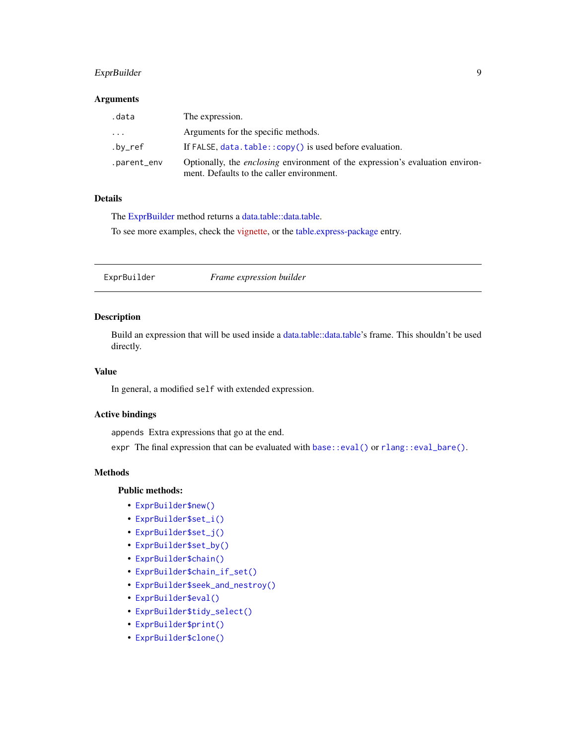### Arguments

| | |
|---|---|
| `.data` | The expression. |
| `...` | Arguments for the specific methods. |
| `.by_ref` | If `FALSE`, `data.table::copy()` is used before evaluation. |
| `.parent_env` | Optionally, the *enclosing* environment of the expression's evaluation environment. Defaults to the caller environment. |

### Details

The ExprBuilder method returns a data.table::data.table.

To see more examples, check the vignette, or the table.express-package entry.

---

## ExprBuilder — *Frame expression builder*

### Description

Build an expression that will be used inside a data.table::data.table's frame. This shouldn't be used directly.

### Value

In general, a modified `self` with extended expression.

### Active bindings

`appends` Extra expressions that go at the end.

`expr` The final expression that can be evaluated with `base::eval()` or `rlang::eval_bare()`.

### Methods

#### Public methods:

- `ExprBuilder$new()`
- `ExprBuilder$set_i()`
- `ExprBuilder$set_j()`
- `ExprBuilder$set_by()`
- `ExprBuilder$chain()`
- `ExprBuilder$chain_if_set()`
- `ExprBuilder$seek_and_nestroy()`
- `ExprBuilder$eval()`
- `ExprBuilder$tidy_select()`
- `ExprBuilder$print()`
- `ExprBuilder$clone()`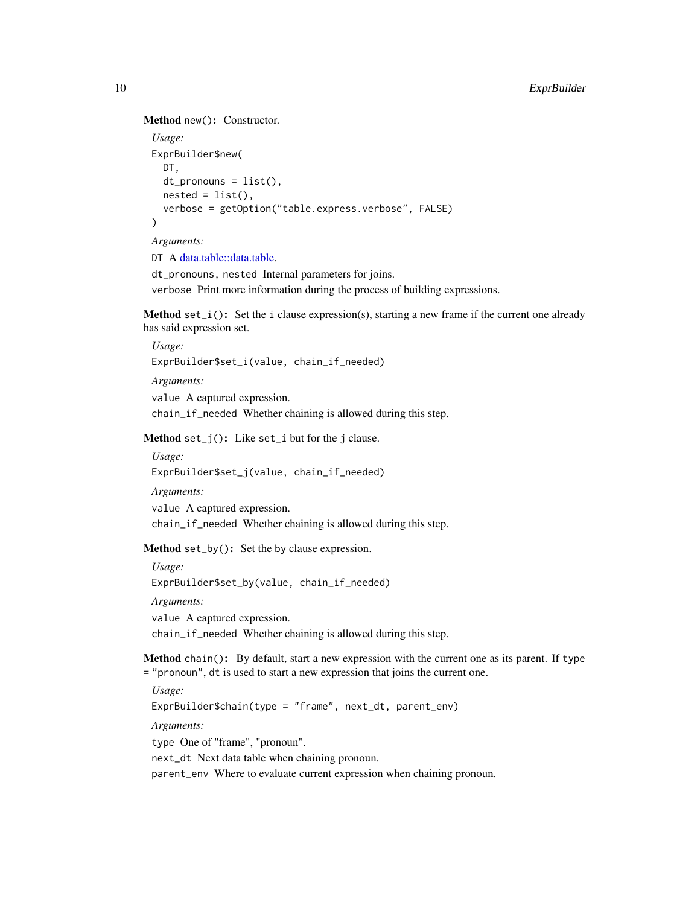**Method** `new()`**:** Constructor.

*Usage:*

```
ExprBuilder$new(
  DT,
  dt_pronouns = list(),
  nested = list(),
  verbose = getOption("table.express.verbose", FALSE)
)
```

*Arguments:*

`DT` A data.table::data.table.

`dt_pronouns, nested` Internal parameters for joins.

`verbose` Print more information during the process of building expressions.

**Method** `set_i()`**:** Set the `i` clause expression(s), starting a new frame if the current one already has said expression set.

*Usage:*

```
ExprBuilder$set_i(value, chain_if_needed)
```

*Arguments:*

`value` A captured expression.

`chain_if_needed` Whether chaining is allowed during this step.

**Method** `set_j()`**:** Like `set_i` but for the `j` clause.

*Usage:*

```
ExprBuilder$set_j(value, chain_if_needed)
```

*Arguments:*

`value` A captured expression.

`chain_if_needed` Whether chaining is allowed during this step.

**Method** `set_by()`**:** Set the by clause expression.

*Usage:*

```
ExprBuilder$set_by(value, chain_if_needed)
```

*Arguments:*

`value` A captured expression.

`chain_if_needed` Whether chaining is allowed during this step.

**Method** `chain()`**:** By default, start a new expression with the current one as its parent. If `type = "pronoun"`, `dt` is used to start a new expression that joins the current one.

*Usage:*

```
ExprBuilder$chain(type = "frame", next_dt, parent_env)
```

*Arguments:*

`type` One of "frame", "pronoun".

`next_dt` Next data table when chaining pronoun.

`parent_env` Where to evaluate current expression when chaining pronoun.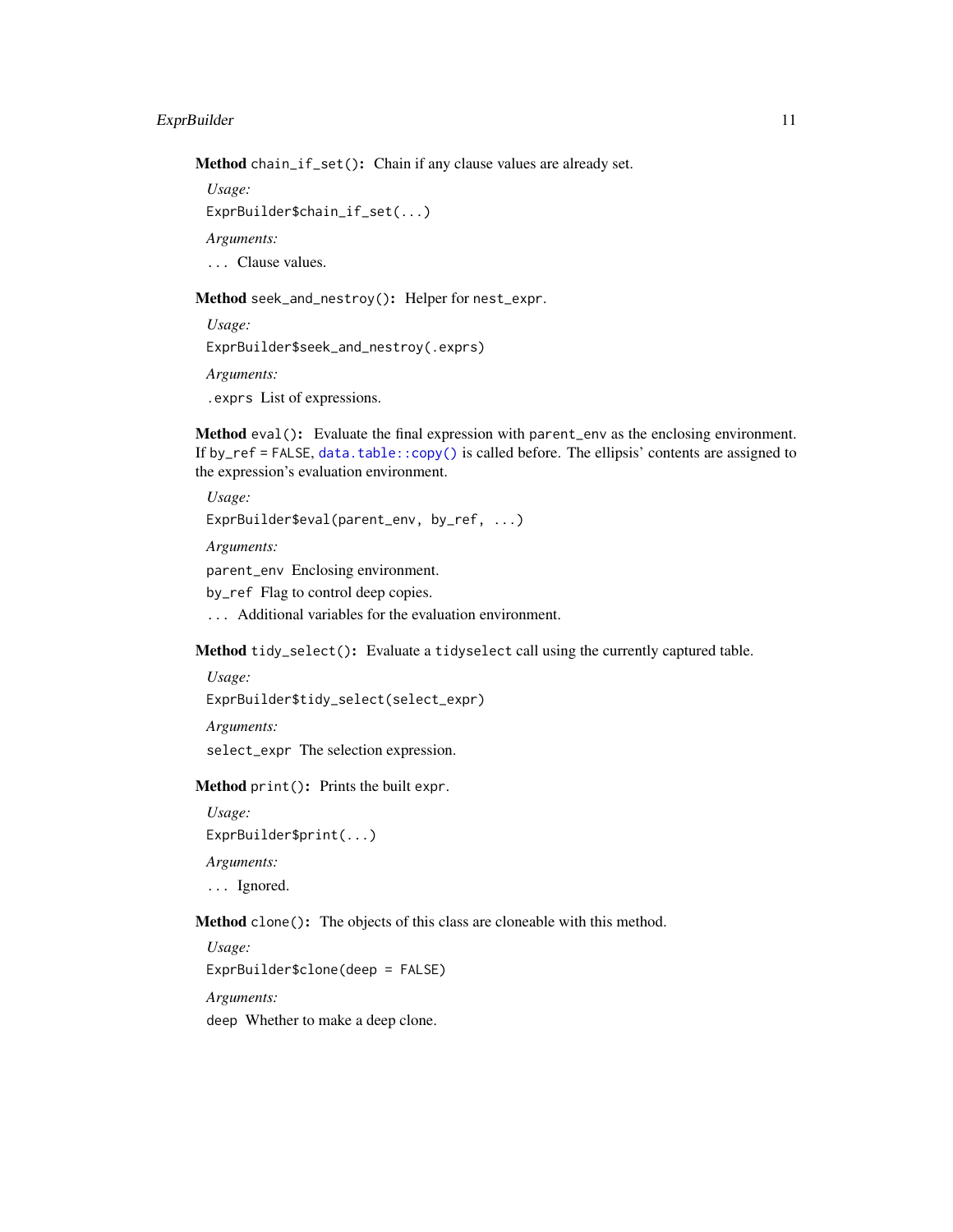**Method** `chain_if_set()`: Chain if any clause values are already set.

*Usage:*

```
ExprBuilder$chain_if_set(...)
```

*Arguments:*

`...` Clause values.

**Method** `seek_and_nestroy()`: Helper for `nest_expr`.

*Usage:*

```
ExprBuilder$seek_and_nestroy(.exprs)
```

*Arguments:*

`.exprs` List of expressions.

**Method** `eval()`: Evaluate the final expression with `parent_env` as the enclosing environment. If `by_ref = FALSE`, `data.table::copy()` is called before. The ellipsis' contents are assigned to the expression's evaluation environment.

*Usage:*

```
ExprBuilder$eval(parent_env, by_ref, ...)
```

*Arguments:*

`parent_env` Enclosing environment.

`by_ref` Flag to control deep copies.

`...` Additional variables for the evaluation environment.

**Method** `tidy_select()`: Evaluate a `tidyselect` call using the currently captured table.

*Usage:*

```
ExprBuilder$tidy_select(select_expr)
```

*Arguments:*

`select_expr` The selection expression.

**Method** `print()`: Prints the built `expr`.

*Usage:*

```
ExprBuilder$print(...)
```

*Arguments:*

`...` Ignored.

**Method** `clone()`: The objects of this class are cloneable with this method.

*Usage:*

```
ExprBuilder$clone(deep = FALSE)
```

*Arguments:*

`deep` Whether to make a deep clone.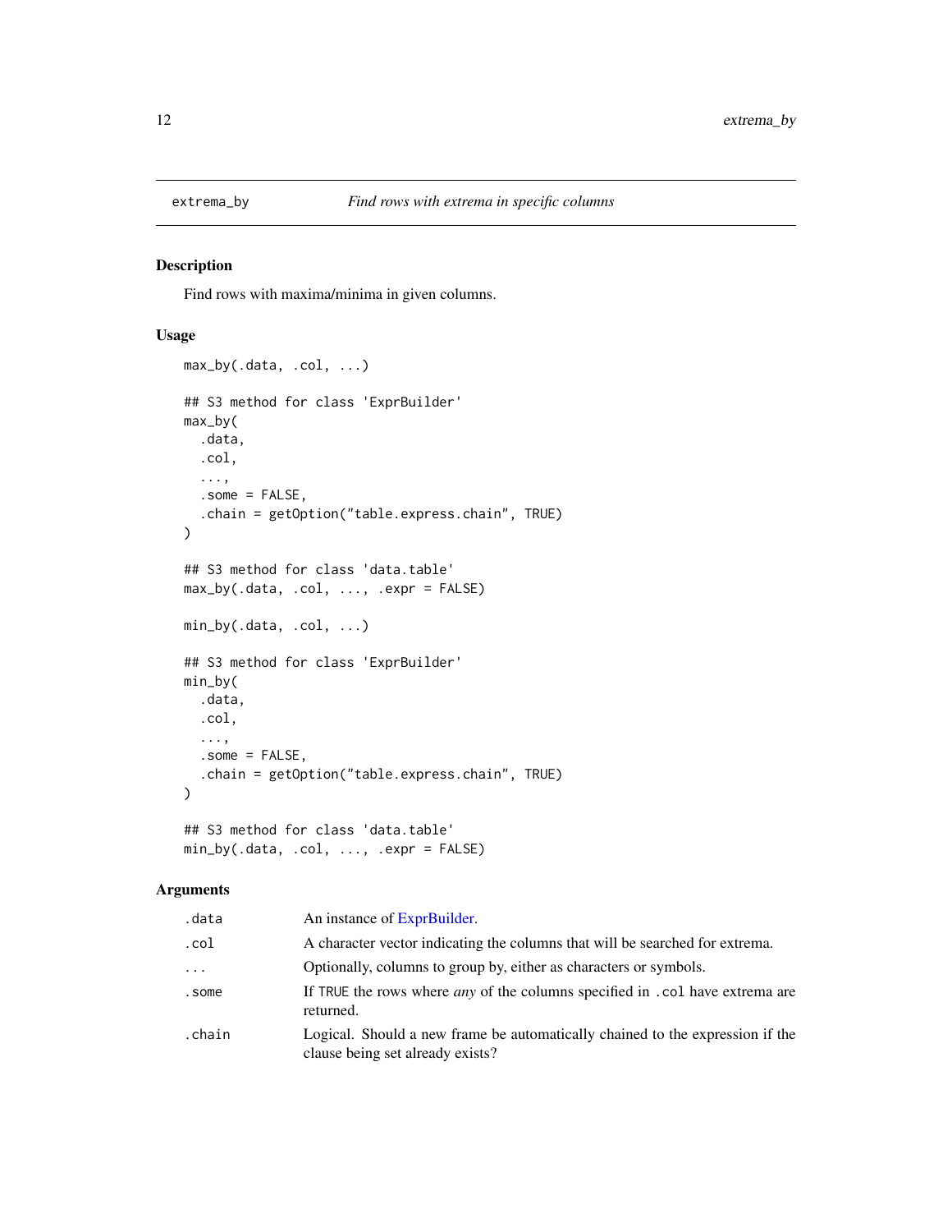# extrema_by — *Find rows with extrema in specific columns*

## Description

Find rows with maxima/minima in given columns.

## Usage

```
max_by(.data, .col, ...)

## S3 method for class 'ExprBuilder'
max_by(
  .data,
  .col,
  ...,
  .some = FALSE,
  .chain = getOption("table.express.chain", TRUE)
)

## S3 method for class 'data.table'
max_by(.data, .col, ..., .expr = FALSE)

min_by(.data, .col, ...)

## S3 method for class 'ExprBuilder'
min_by(
  .data,
  .col,
  ...,
  .some = FALSE,
  .chain = getOption("table.express.chain", TRUE)
)

## S3 method for class 'data.table'
min_by(.data, .col, ..., .expr = FALSE)
```

## Arguments

| | |
|---|---|
| `.data` | An instance of ExprBuilder. |
| `.col` | A character vector indicating the columns that will be searched for extrema. |
| `...` | Optionally, columns to group by, either as characters or symbols. |
| `.some` | If `TRUE` the rows where *any* of the columns specified in `.col` have extrema are returned. |
| `.chain` | Logical. Should a new frame be automatically chained to the expression if the clause being set already exists? |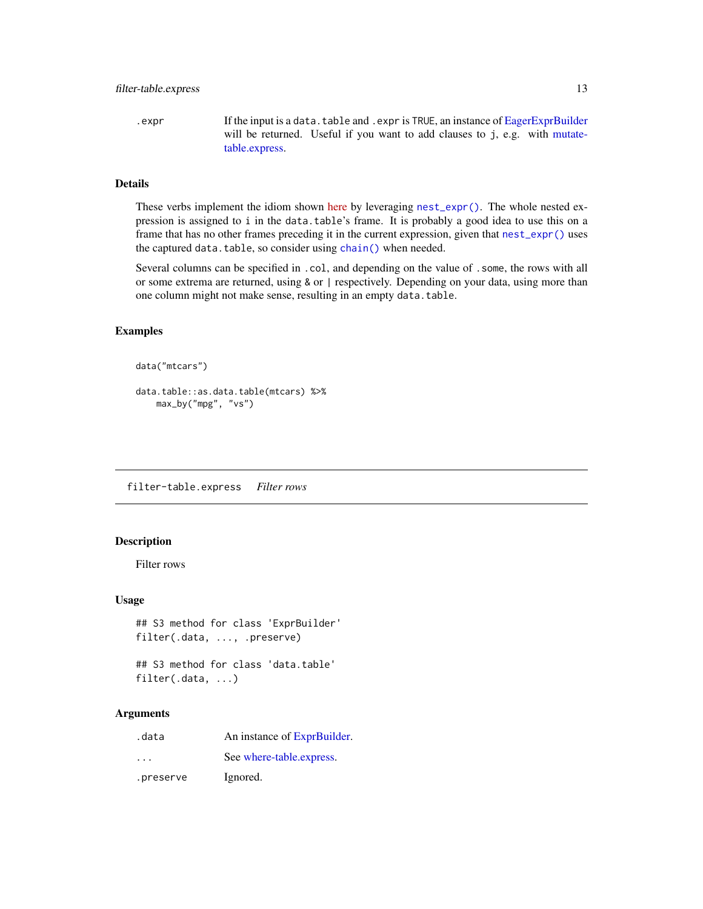| | |
|---|---|
| .expr | If the input is a data.table and .expr is TRUE, an instance of EagerExprBuilder will be returned. Useful if you want to add clauses to j, e.g. with mutate-table.express. |

### Details

These verbs implement the idiom shown here by leveraging nest_expr(). The whole nested expression is assigned to i in the data.table's frame. It is probably a good idea to use this on a frame that has no other frames preceding it in the current expression, given that nest_expr() uses the captured data.table, so consider using chain() when needed.

Several columns can be specified in .col, and depending on the value of .some, the rows with all or some extrema are returned, using & or | respectively. Depending on your data, using more than one column might not make sense, resulting in an empty data.table.

### Examples

```
data("mtcars")

data.table::as.data.table(mtcars) %>%
    max_by("mpg", "vs")
```

---

## filter-table.express    *Filter rows*

### Description

Filter rows

### Usage

```
## S3 method for class 'ExprBuilder'
filter(.data, ..., .preserve)

## S3 method for class 'data.table'
filter(.data, ...)
```

### Arguments

| | |
|---|---|
| .data | An instance of ExprBuilder. |
| ... | See where-table.express. |
| .preserve | Ignored. |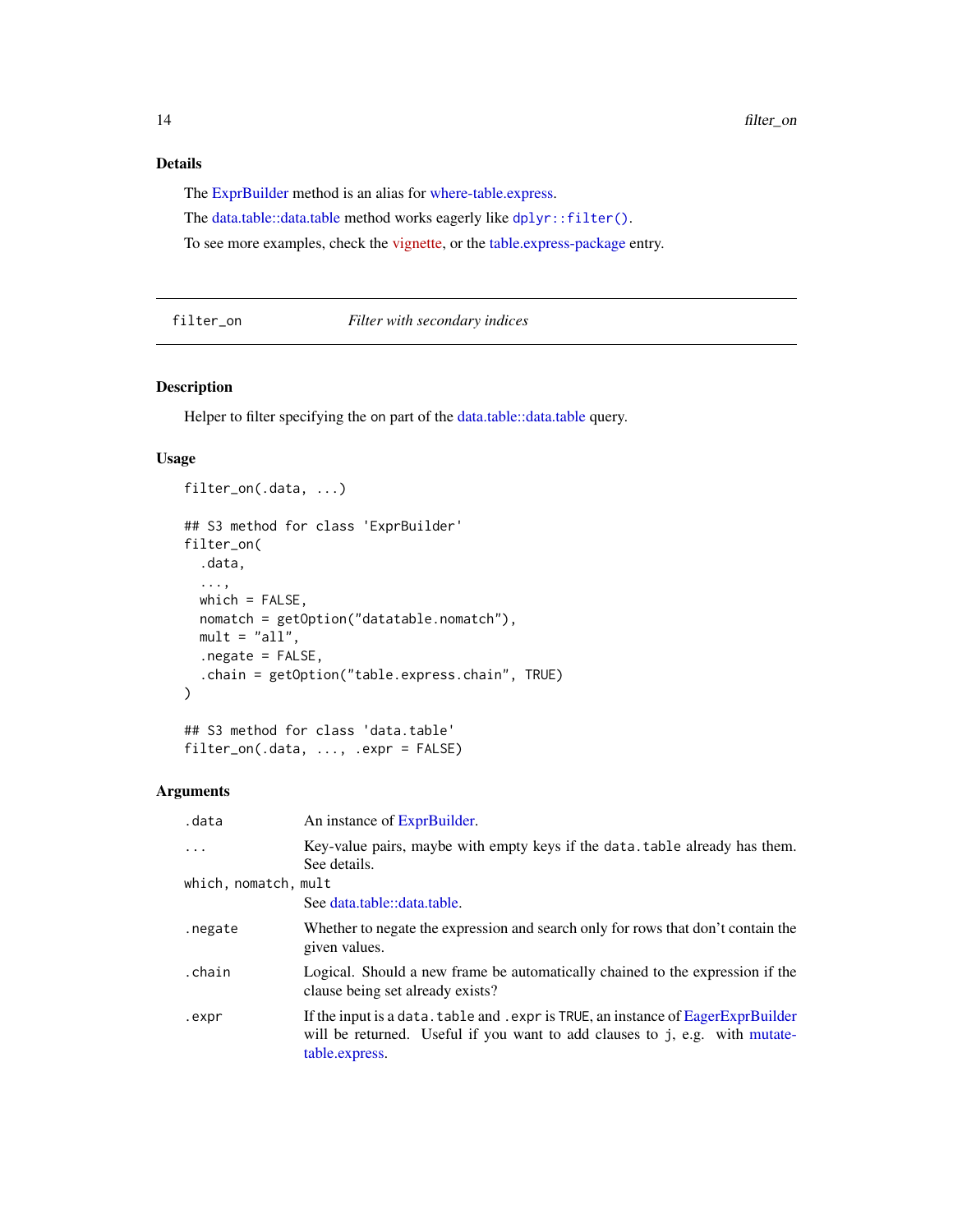### Details

The ExprBuilder method is an alias for where-table.express.

The data.table::data.table method works eagerly like `dplyr::filter()`.

To see more examples, check the vignette, or the table.express-package entry.

---

## filter_on — *Filter with secondary indices*

---

### Description

Helper to filter specifying the on part of the data.table::data.table query.

### Usage

```
filter_on(.data, ...)

## S3 method for class 'ExprBuilder'
filter_on(
  .data,
  ...,
  which = FALSE,
  nomatch = getOption("datatable.nomatch"),
  mult = "all",
  .negate = FALSE,
  .chain = getOption("table.express.chain", TRUE)
)

## S3 method for class 'data.table'
filter_on(.data, ..., .expr = FALSE)
```

### Arguments

| | |
|---|---|
| `.data` | An instance of ExprBuilder. |
| `...` | Key-value pairs, maybe with empty keys if the `data.table` already has them. See details. |
| `which, nomatch, mult` | See data.table::data.table. |
| `.negate` | Whether to negate the expression and search only for rows that don't contain the given values. |
| `.chain` | Logical. Should a new frame be automatically chained to the expression if the clause being set already exists? |
| `.expr` | If the input is a `data.table` and `.expr` is `TRUE`, an instance of EagerExprBuilder will be returned. Useful if you want to add clauses to `j`, e.g. with mutate-table.express. |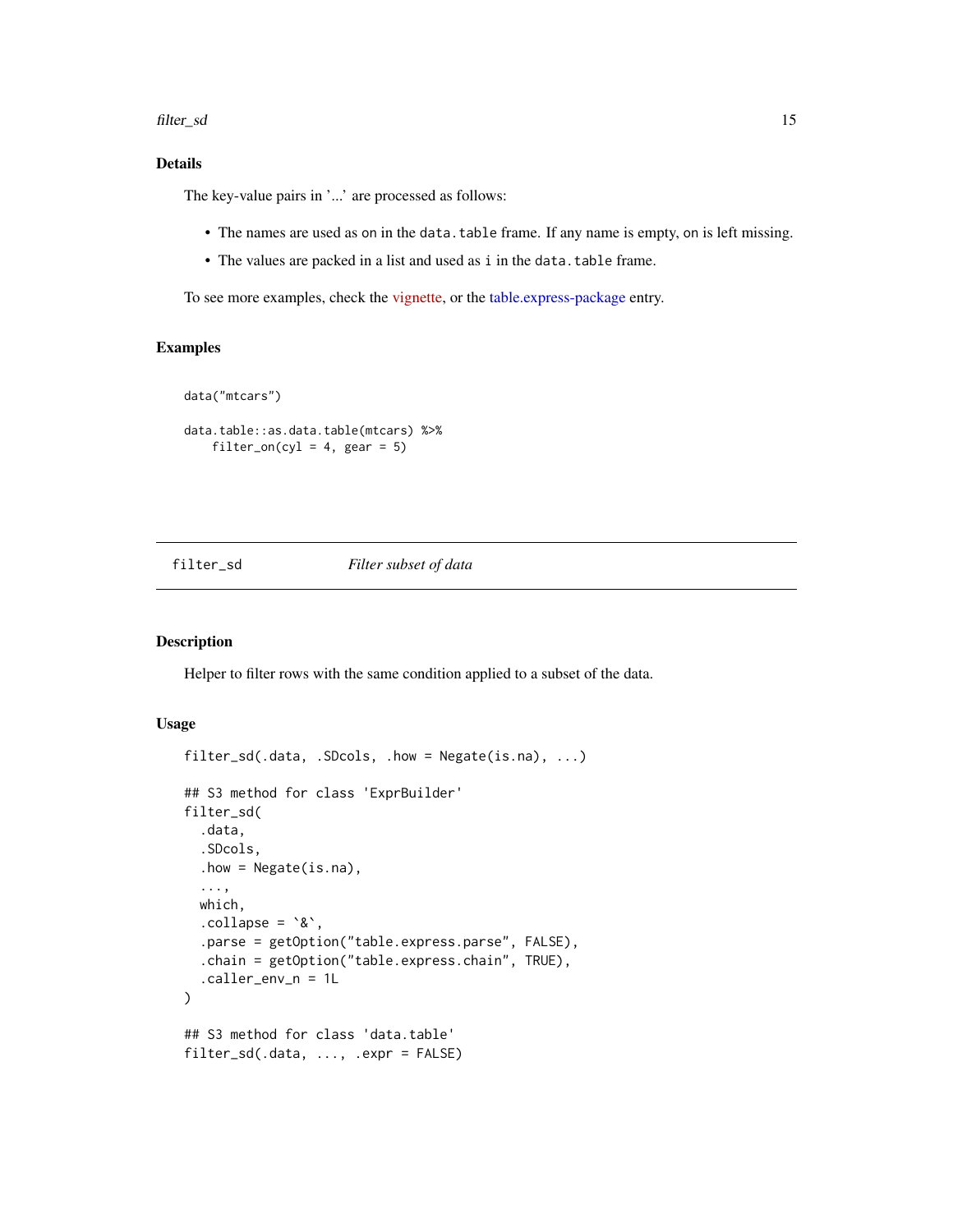## Details

The key-value pairs in '...' are processed as follows:

- The names are used as `on` in the `data.table` frame. If any name is empty, `on` is left missing.
- The values are packed in a list and used as `i` in the `data.table` frame.

To see more examples, check the vignette, or the table.express-package entry.

## Examples

```
data("mtcars")

data.table::as.data.table(mtcars) %>%
    filter_on(cyl = 4, gear = 5)
```

---

# filter_sd — *Filter subset of data*

---

## Description

Helper to filter rows with the same condition applied to a subset of the data.

## Usage

```
filter_sd(.data, .SDcols, .how = Negate(is.na), ...)

## S3 method for class 'ExprBuilder'
filter_sd(
  .data,
  .SDcols,
  .how = Negate(is.na),
  ...,
  which,
  .collapse = `&`,
  .parse = getOption("table.express.parse", FALSE),
  .chain = getOption("table.express.chain", TRUE),
  .caller_env_n = 1L
)

## S3 method for class 'data.table'
filter_sd(.data, ..., .expr = FALSE)
```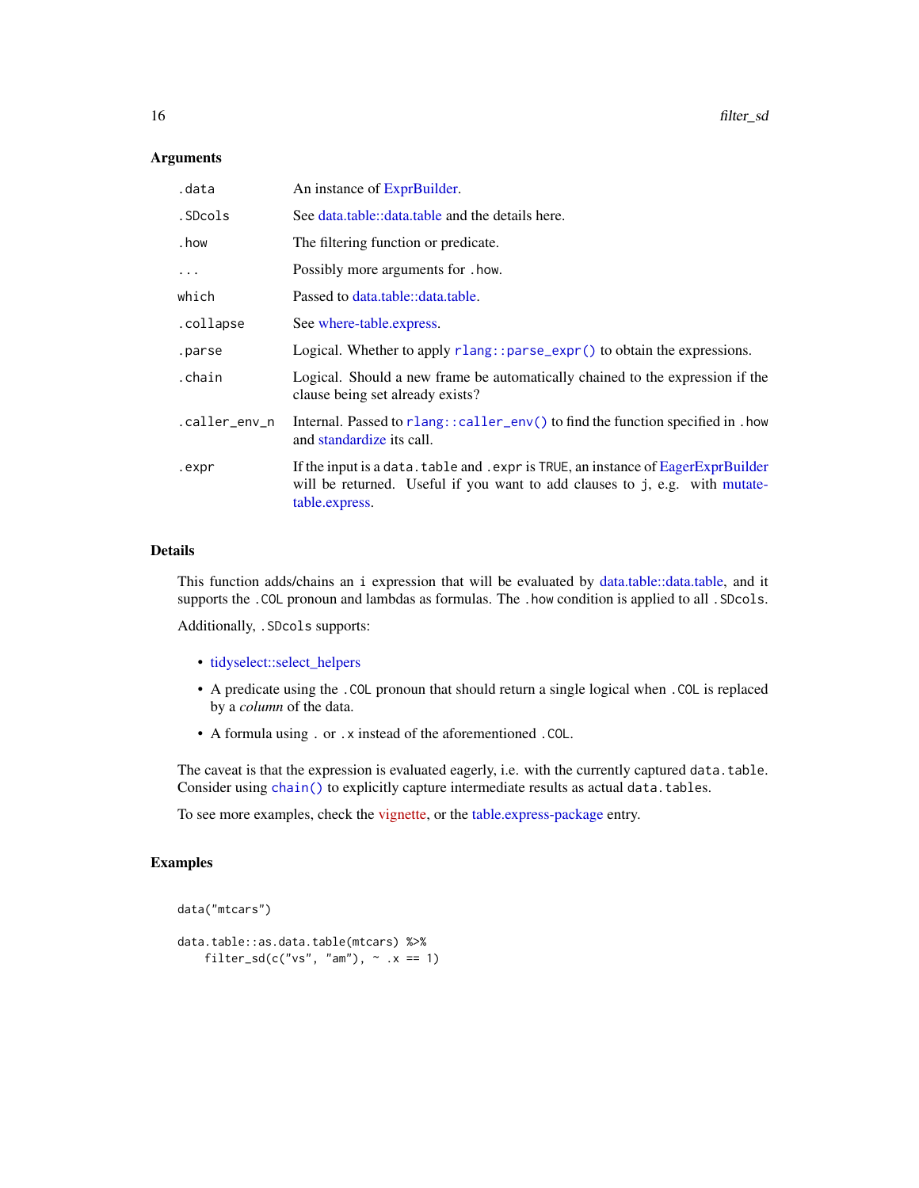## Arguments

| | |
|---|---|
| `.data` | An instance of ExprBuilder. |
| `.SDcols` | See data.table::data.table and the details here. |
| `.how` | The filtering function or predicate. |
| `...` | Possibly more arguments for `.how`. |
| `which` | Passed to data.table::data.table. |
| `.collapse` | See where-table.express. |
| `.parse` | Logical. Whether to apply `rlang::parse_expr()` to obtain the expressions. |
| `.chain` | Logical. Should a new frame be automatically chained to the expression if the clause being set already exists? |
| `.caller_env_n` | Internal. Passed to `rlang::caller_env()` to find the function specified in `.how` and standardize its call. |
| `.expr` | If the input is a `data.table` and `.expr` is `TRUE`, an instance of EagerExprBuilder will be returned. Useful if you want to add clauses to `j`, e.g. with mutate-table.express. |

## Details

This function adds/chains an `i` expression that will be evaluated by data.table::data.table, and it supports the `.COL` pronoun and lambdas as formulas. The `.how` condition is applied to all `.SDcols`.

Additionally, `.SDcols` supports:

- tidyselect::select_helpers
- A predicate using the `.COL` pronoun that should return a single logical when `.COL` is replaced by a *column* of the data.
- A formula using `.` or `.x` instead of the aforementioned `.COL`.

The caveat is that the expression is evaluated eagerly, i.e. with the currently captured `data.table`. Consider using `chain()` to explicitly capture intermediate results as actual `data.table`s.

To see more examples, check the vignette, or the table.express-package entry.

## Examples

```
data("mtcars")

data.table::as.data.table(mtcars) %>%
    filter_sd(c("vs", "am"), ~ .x == 1)
```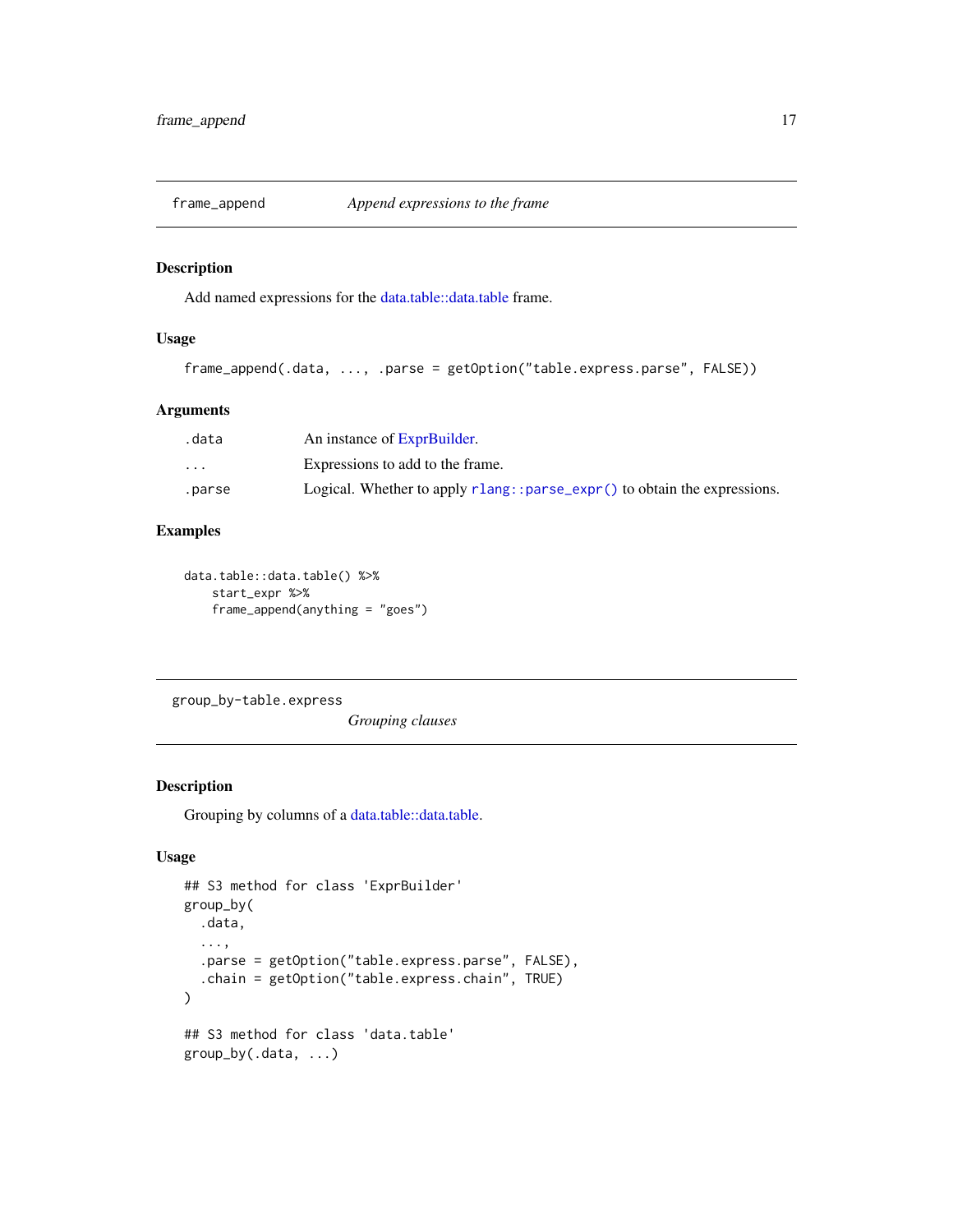## frame_append — *Append expressions to the frame*

### Description

Add named expressions for the data.table::data.table frame.

### Usage

```
frame_append(.data, ..., .parse = getOption("table.express.parse", FALSE))
```

### Arguments

| | |
|---|---|
| .data | An instance of ExprBuilder. |
| ... | Expressions to add to the frame. |
| .parse | Logical. Whether to apply `rlang::parse_expr()` to obtain the expressions. |

### Examples

```
data.table::data.table() %>%
    start_expr %>%
    frame_append(anything = "goes")
```

## group_by-table.express — *Grouping clauses*

### Description

Grouping by columns of a data.table::data.table.

### Usage

```
## S3 method for class 'ExprBuilder'
group_by(
  .data,
  ...,
  .parse = getOption("table.express.parse", FALSE),
  .chain = getOption("table.express.chain", TRUE)
)

## S3 method for class 'data.table'
group_by(.data, ...)
```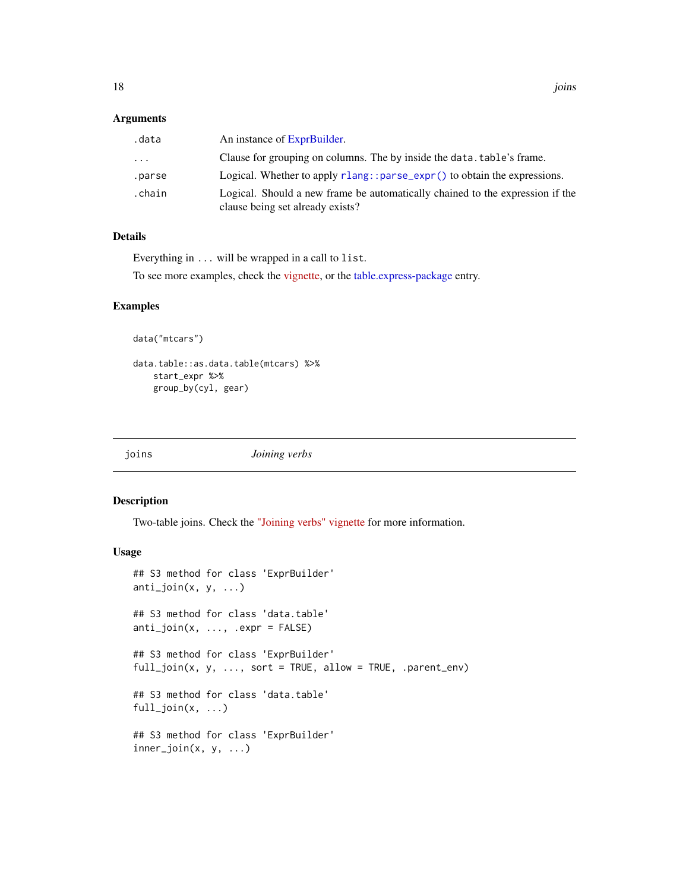### Arguments

| | |
|---|---|
| `.data` | An instance of ExprBuilder. |
| `...` | Clause for grouping on columns. The `by` inside the `data.table`'s frame. |
| `.parse` | Logical. Whether to apply `rlang::parse_expr()` to obtain the expressions. |
| `.chain` | Logical. Should a new frame be automatically chained to the expression if the clause being set already exists? |

### Details

Everything in `...` will be wrapped in a call to `list`.

To see more examples, check the vignette, or the table.express-package entry.

### Examples

```
data("mtcars")

data.table::as.data.table(mtcars) %>%
    start_expr %>%
    group_by(cyl, gear)
```

---

## joins — *Joining verbs*

---

### Description

Two-table joins. Check the "Joining verbs" vignette for more information.

### Usage

```
## S3 method for class 'ExprBuilder'
anti_join(x, y, ...)

## S3 method for class 'data.table'
anti_join(x, ..., .expr = FALSE)

## S3 method for class 'ExprBuilder'
full_join(x, y, ..., sort = TRUE, allow = TRUE, .parent_env)

## S3 method for class 'data.table'
full_join(x, ...)

## S3 method for class 'ExprBuilder'
inner_join(x, y, ...)
```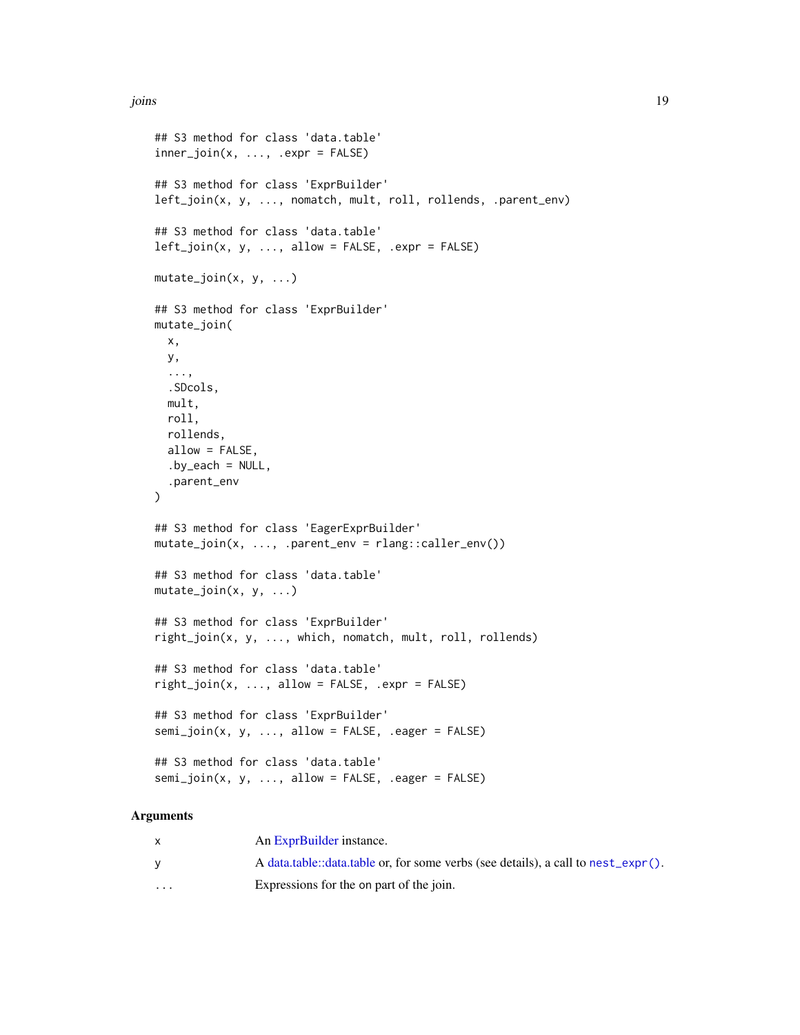```
## S3 method for class 'data.table'
inner_join(x, ..., .expr = FALSE)

## S3 method for class 'ExprBuilder'
left_join(x, y, ..., nomatch, mult, roll, rollends, .parent_env)

## S3 method for class 'data.table'
left_join(x, y, ..., allow = FALSE, .expr = FALSE)

mutate_join(x, y, ...)

## S3 method for class 'ExprBuilder'
mutate_join(
  x,
  y,
  ...,
  .SDcols,
  mult,
  roll,
  rollends,
  allow = FALSE,
  .by_each = NULL,
  .parent_env
)

## S3 method for class 'EagerExprBuilder'
mutate_join(x, ..., .parent_env = rlang::caller_env())

## S3 method for class 'data.table'
mutate_join(x, y, ...)

## S3 method for class 'ExprBuilder'
right_join(x, y, ..., which, nomatch, mult, roll, rollends)

## S3 method for class 'data.table'
right_join(x, ..., allow = FALSE, .expr = FALSE)

## S3 method for class 'ExprBuilder'
semi_join(x, y, ..., allow = FALSE, .eager = FALSE)

## S3 method for class 'data.table'
semi_join(x, y, ..., allow = FALSE, .eager = FALSE)
```

### Arguments

| | |
|---|---|
| x | An ExprBuilder instance. |
| y | A data.table::data.table or, for some verbs (see details), a call to `nest_expr()`. |
| ... | Expressions for the on part of the join. |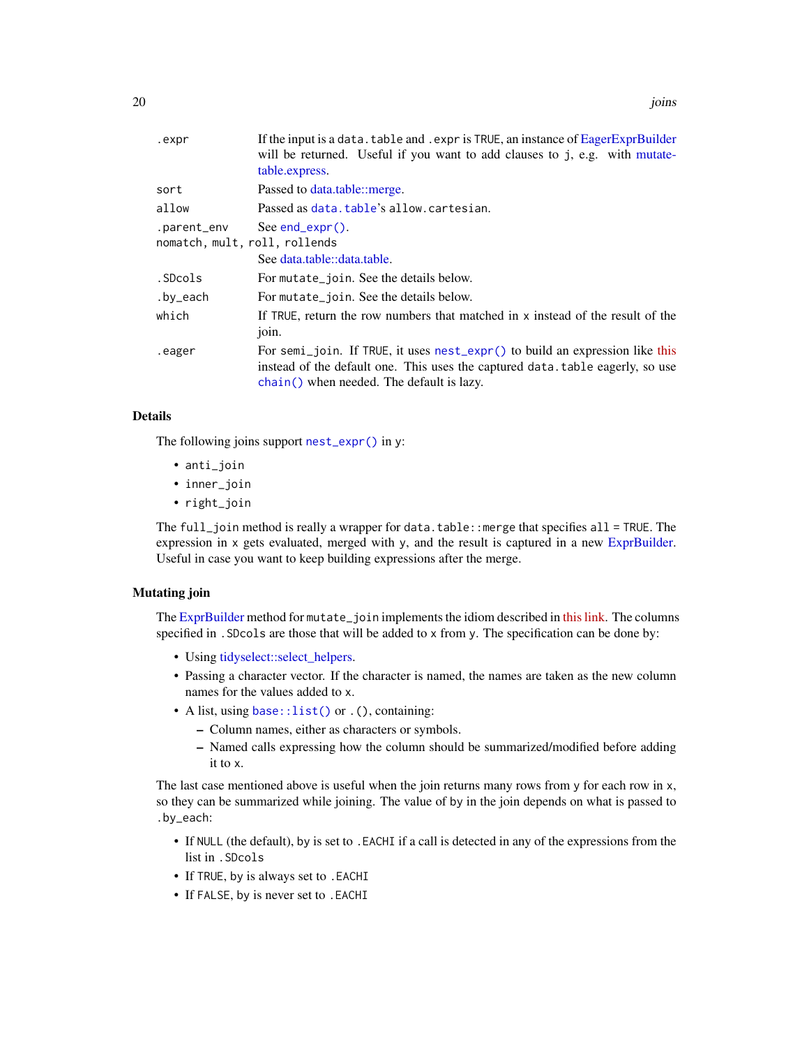| | |
|---|---|
| `.expr` | If the input is a `data.table` and `.expr` is `TRUE`, an instance of EagerExprBuilder will be returned. Useful if you want to add clauses to `j`, e.g. with mutate-table.express. |
| `sort` | Passed to data.table::merge. |
| `allow` | Passed as `data.table`'s `allow.cartesian`. |
| `.parent_env` | See `end_expr()`. |
| `nomatch, mult, roll, rollends` | See data.table::data.table. |
| `.SDcols` | For `mutate_join`. See the details below. |
| `.by_each` | For `mutate_join`. See the details below. |
| `which` | If `TRUE`, return the row numbers that matched in `x` instead of the result of the join. |
| `.eager` | For `semi_join`. If `TRUE`, it uses `nest_expr()` to build an expression like this instead of the default one. This uses the captured `data.table` eagerly, so use `chain()` when needed. The default is lazy. |

## Details

The following joins support `nest_expr()` in `y`:

- `anti_join`
- `inner_join`
- `right_join`

The `full_join` method is really a wrapper for `data.table::merge` that specifies `all = TRUE`. The expression in `x` gets evaluated, merged with `y`, and the result is captured in a new ExprBuilder. Useful in case you want to keep building expressions after the merge.

## Mutating join

The ExprBuilder method for `mutate_join` implements the idiom described in this link. The columns specified in `.SDcols` are those that will be added to `x` from `y`. The specification can be done by:

- Using tidyselect::select_helpers.
- Passing a character vector. If the character is named, the names are taken as the new column names for the values added to `x`.
- A list, using `base::list()` or `.()`, containing:
  - Column names, either as characters or symbols.
  - Named calls expressing how the column should be summarized/modified before adding it to `x`.

The last case mentioned above is useful when the join returns many rows from `y` for each row in `x`, so they can be summarized while joining. The value of `by` in the join depends on what is passed to `.by_each`:

- If `NULL` (the default), `by` is set to `.EACHI` if a call is detected in any of the expressions from the list in `.SDcols`
- If `TRUE`, `by` is always set to `.EACHI`
- If `FALSE`, `by` is never set to `.EACHI`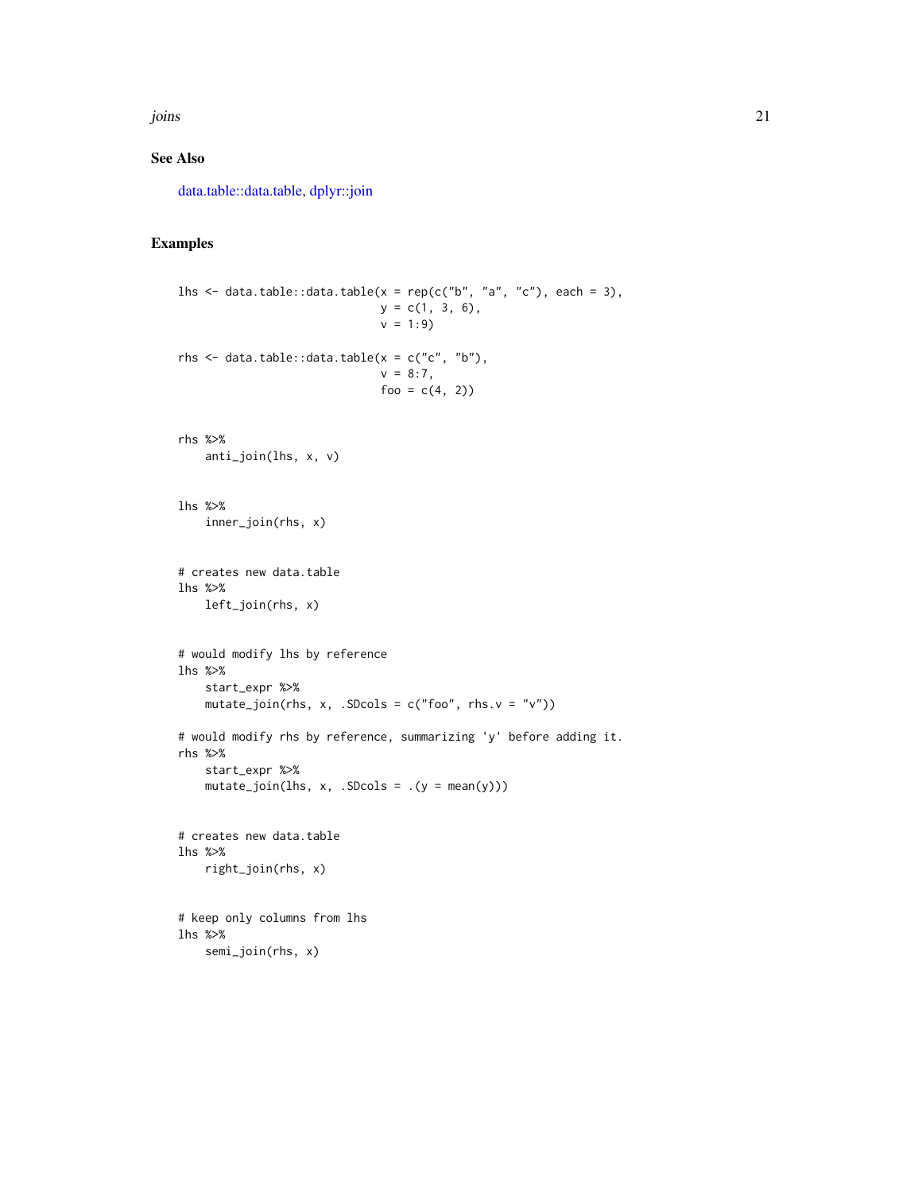### See Also

data.table::data.table, dplyr::join

### Examples

```
lhs <- data.table::data.table(x = rep(c("b", "a", "c"), each = 3),
                              y = c(1, 3, 6),
                              v = 1:9)

rhs <- data.table::data.table(x = c("c", "b"),
                              v = 8:7,
                              foo = c(4, 2))


rhs %>%
    anti_join(lhs, x, v)


lhs %>%
    inner_join(rhs, x)


# creates new data.table
lhs %>%
    left_join(rhs, x)


# would modify lhs by reference
lhs %>%
    start_expr %>%
    mutate_join(rhs, x, .SDcols = c("foo", rhs.v = "v"))

# would modify rhs by reference, summarizing 'y' before adding it.
rhs %>%
    start_expr %>%
    mutate_join(lhs, x, .SDcols = .(y = mean(y)))


# creates new data.table
lhs %>%
    right_join(rhs, x)


# keep only columns from lhs
lhs %>%
    semi_join(rhs, x)
```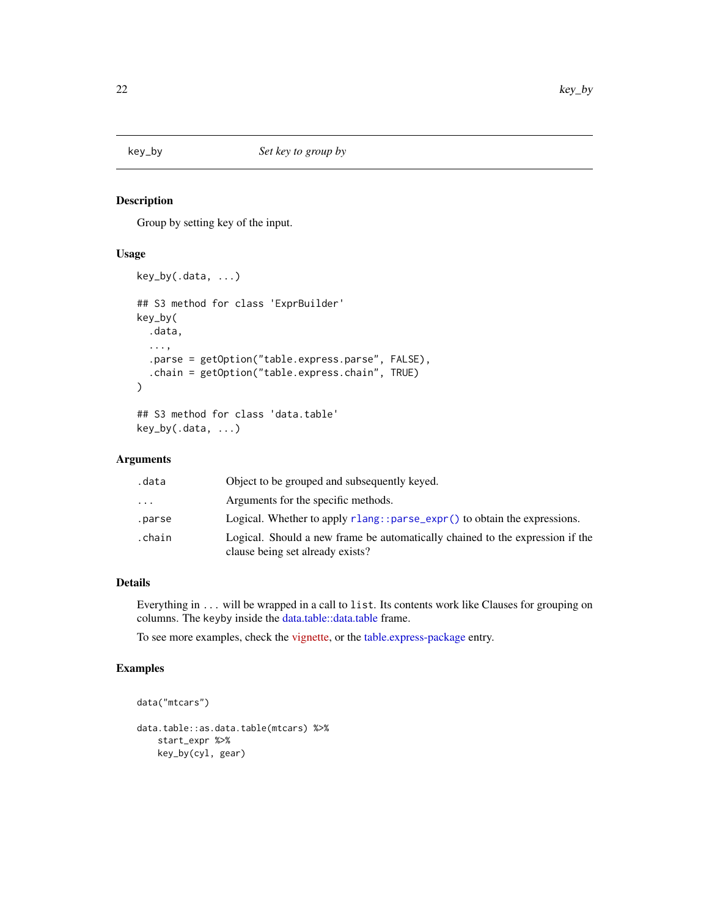# key_by — Set key to group by

## Description

Group by setting key of the input.

## Usage

```
key_by(.data, ...)

## S3 method for class 'ExprBuilder'
key_by(
  .data,
  ...,
  .parse = getOption("table.express.parse", FALSE),
  .chain = getOption("table.express.chain", TRUE)
)

## S3 method for class 'data.table'
key_by(.data, ...)
```

## Arguments

| | |
|---|---|
| `.data` | Object to be grouped and subsequently keyed. |
| `...` | Arguments for the specific methods. |
| `.parse` | Logical. Whether to apply `rlang::parse_expr()` to obtain the expressions. |
| `.chain` | Logical. Should a new frame be automatically chained to the expression if the clause being set already exists? |

## Details

Everything in `...` will be wrapped in a call to `list`. Its contents work like Clauses for grouping on columns. The `keyby` inside the data.table::data.table frame.

To see more examples, check the vignette, or the table.express-package entry.

## Examples

```
data("mtcars")

data.table::as.data.table(mtcars) %>%
    start_expr %>%
    key_by(cyl, gear)
```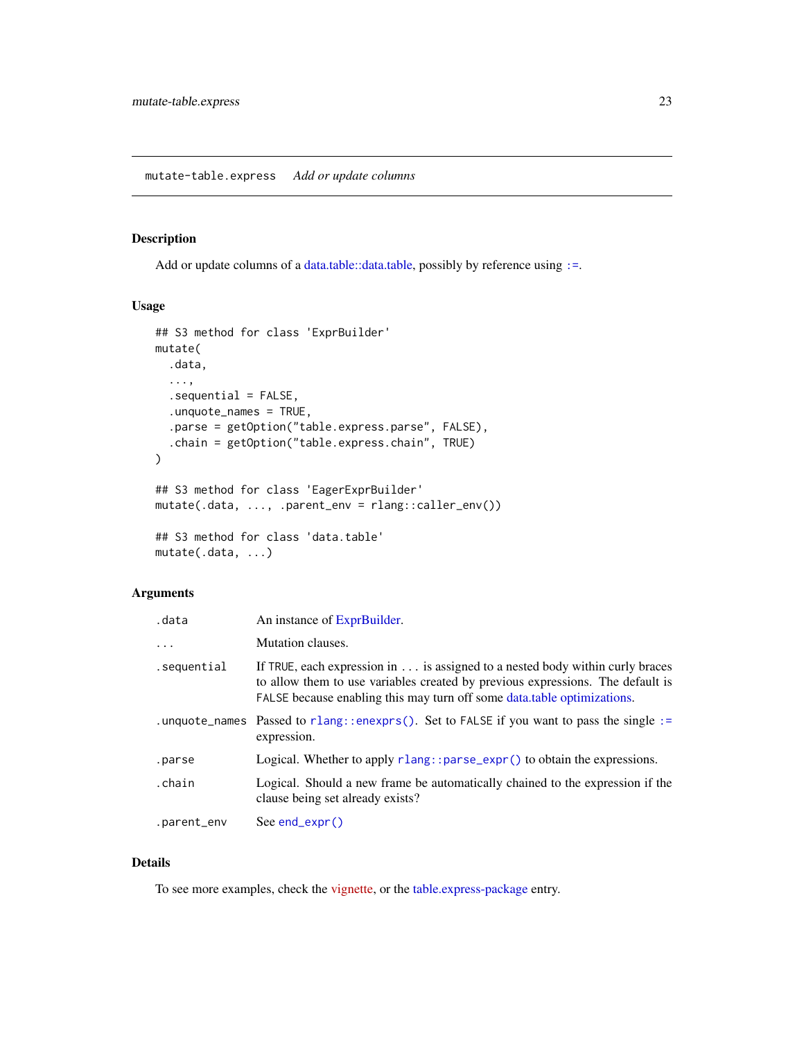## mutate-table.express *Add or update columns*

### Description

Add or update columns of a data.table::data.table, possibly by reference using `:=`.

### Usage

```
## S3 method for class 'ExprBuilder'
mutate(
  .data,
  ...,
  .sequential = FALSE,
  .unquote_names = TRUE,
  .parse = getOption("table.express.parse", FALSE),
  .chain = getOption("table.express.chain", TRUE)
)

## S3 method for class 'EagerExprBuilder'
mutate(.data, ..., .parent_env = rlang::caller_env())

## S3 method for class 'data.table'
mutate(.data, ...)
```

### Arguments

| | |
|---|---|
| `.data` | An instance of ExprBuilder. |
| `...` | Mutation clauses. |
| `.sequential` | If `TRUE`, each expression in `...` is assigned to a nested body within curly braces to allow them to use variables created by previous expressions. The default is `FALSE` because enabling this may turn off some data.table optimizations. |
| `.unquote_names` | Passed to `rlang::enexprs()`. Set to `FALSE` if you want to pass the single `:=` expression. |
| `.parse` | Logical. Whether to apply `rlang::parse_expr()` to obtain the expressions. |
| `.chain` | Logical. Should a new frame be automatically chained to the expression if the clause being set already exists? |
| `.parent_env` | See `end_expr()` |

### Details

To see more examples, check the vignette, or the table.express-package entry.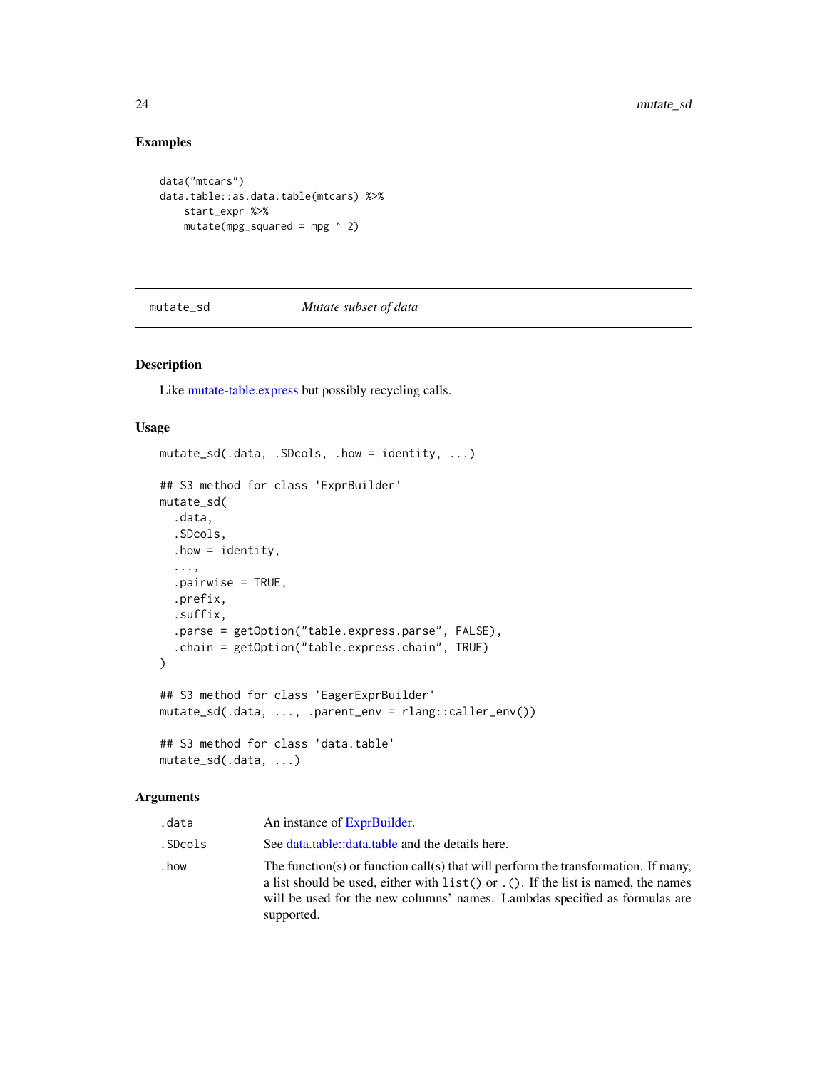## Examples

```
data("mtcars")
data.table::as.data.table(mtcars) %>%
    start_expr %>%
    mutate(mpg_squared = mpg ^ 2)
```

---

# mutate_sd *Mutate subset of data*

---

## Description

Like mutate-table.express but possibly recycling calls.

## Usage

```
mutate_sd(.data, .SDcols, .how = identity, ...)

## S3 method for class 'ExprBuilder'
mutate_sd(
  .data,
  .SDcols,
  .how = identity,
  ...,
  .pairwise = TRUE,
  .prefix,
  .suffix,
  .parse = getOption("table.express.parse", FALSE),
  .chain = getOption("table.express.chain", TRUE)
)

## S3 method for class 'EagerExprBuilder'
mutate_sd(.data, ..., .parent_env = rlang::caller_env())

## S3 method for class 'data.table'
mutate_sd(.data, ...)
```

## Arguments

| | |
|---|---|
| .data | An instance of ExprBuilder. |
| .SDcols | See data.table::data.table and the details here. |
| .how | The function(s) or function call(s) that will perform the transformation. If many, a list should be used, either with `list()` or `.()`. If the list is named, the names will be used for the new columns' names. Lambdas specified as formulas are supported. |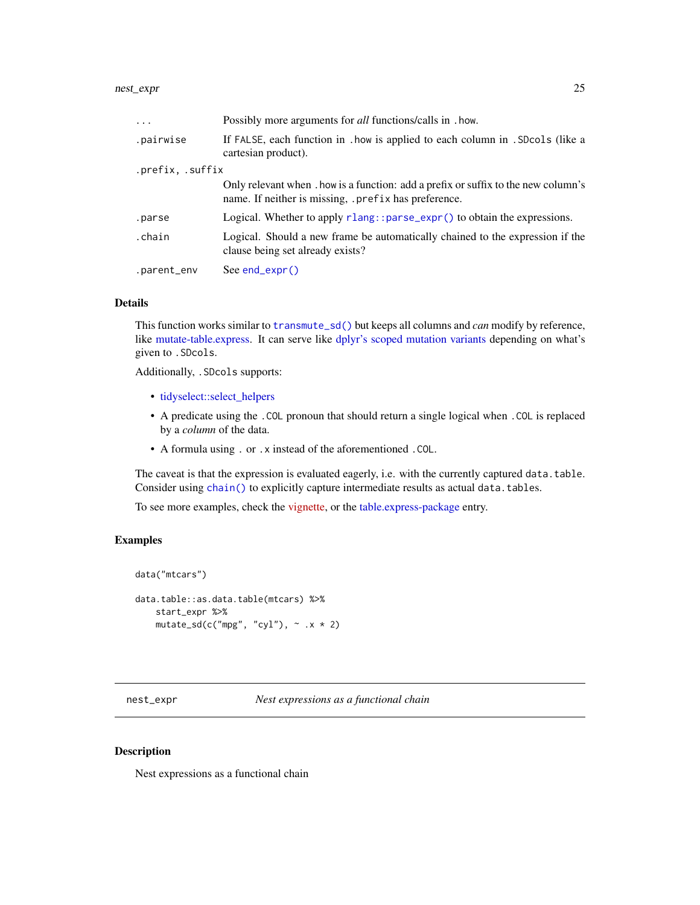| | |
|---|---|
| `...` | Possibly more arguments for *all* functions/calls in `.how`. |
| `.pairwise` | If `FALSE`, each function in `.how` is applied to each column in `.SDcols` (like a cartesian product). |
| `.prefix, .suffix` | Only relevant when `.how` is a function: add a prefix or suffix to the new column's name. If neither is missing, `.prefix` has preference. |
| `.parse` | Logical. Whether to apply `rlang::parse_expr()` to obtain the expressions. |
| `.chain` | Logical. Should a new frame be automatically chained to the expression if the clause being set already exists? |
| `.parent_env` | See `end_expr()` |

### Details

This function works similar to `transmute_sd()` but keeps all columns and *can* modify by reference, like mutate-table.express. It can serve like dplyr's scoped mutation variants depending on what's given to `.SDcols`.

Additionally, `.SDcols` supports:

- tidyselect::select_helpers
- A predicate using the `.COL` pronoun that should return a single logical when `.COL` is replaced by a *column* of the data.
- A formula using `.` or `.x` instead of the aforementioned `.COL`.

The caveat is that the expression is evaluated eagerly, i.e. with the currently captured `data.table`. Consider using `chain()` to explicitly capture intermediate results as actual `data.table`s.

To see more examples, check the vignette, or the table.express-package entry.

### Examples

```
data("mtcars")

data.table::as.data.table(mtcars) %>%
    start_expr %>%
    mutate_sd(c("mpg", "cyl"), ~ .x * 2)
```

---

## nest_expr — *Nest expressions as a functional chain*

### Description

Nest expressions as a functional chain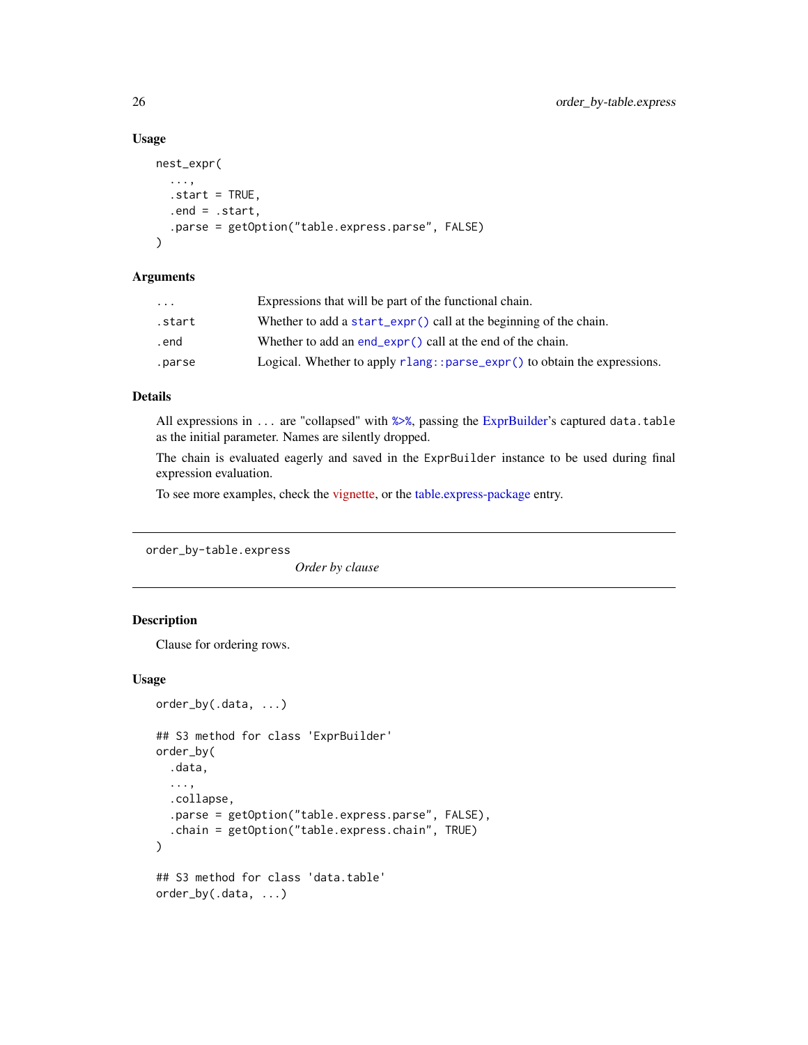### Usage

```
nest_expr(
  ...,
  .start = TRUE,
  .end = .start,
  .parse = getOption("table.express.parse", FALSE)
)
```

### Arguments

| | |
|---|---|
| `...` | Expressions that will be part of the functional chain. |
| `.start` | Whether to add a `start_expr()` call at the beginning of the chain. |
| `.end` | Whether to add an `end_expr()` call at the end of the chain. |
| `.parse` | Logical. Whether to apply `rlang::parse_expr()` to obtain the expressions. |

### Details

All expressions in `...` are "collapsed" with `%>%`, passing the ExprBuilder's captured `data.table` as the initial parameter. Names are silently dropped.

The chain is evaluated eagerly and saved in the `ExprBuilder` instance to be used during final expression evaluation.

To see more examples, check the vignette, or the table.express-package entry.

---

## order_by-table.express

*Order by clause*

---

### Description

Clause for ordering rows.

### Usage

```
order_by(.data, ...)

## S3 method for class 'ExprBuilder'
order_by(
  .data,
  ...,
  .collapse,
  .parse = getOption("table.express.parse", FALSE),
  .chain = getOption("table.express.chain", TRUE)
)

## S3 method for class 'data.table'
order_by(.data, ...)
```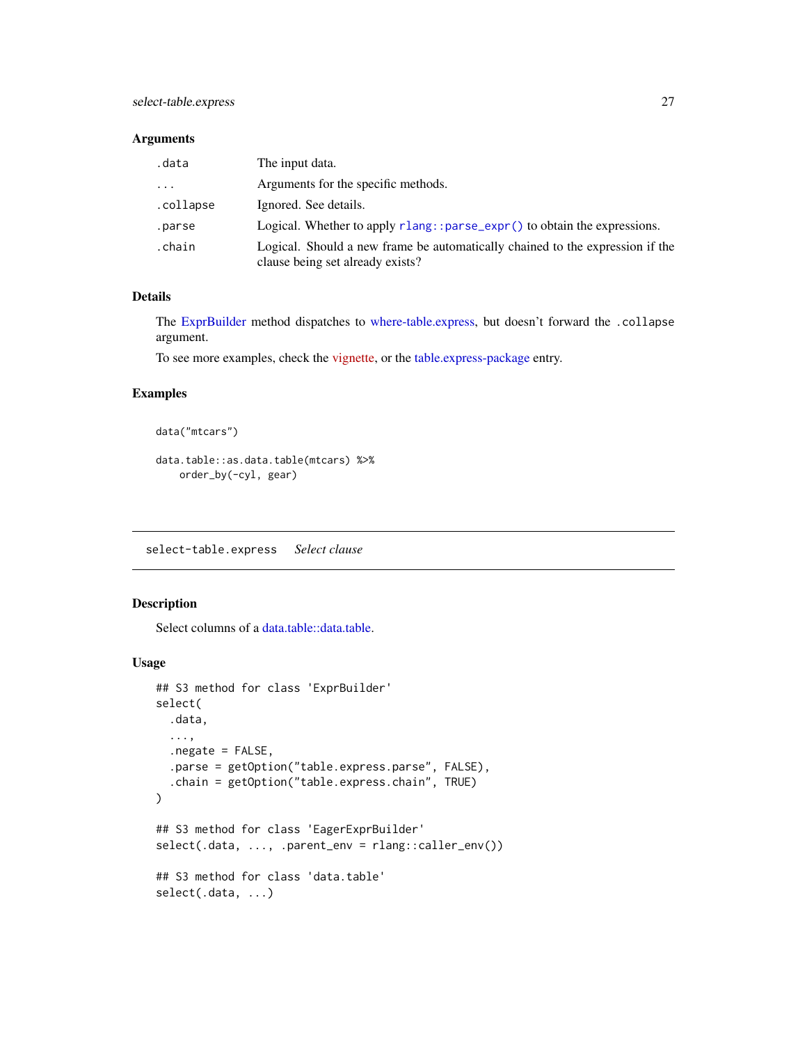### Arguments

| | |
|---|---|
| `.data` | The input data. |
| `...` | Arguments for the specific methods. |
| `.collapse` | Ignored. See details. |
| `.parse` | Logical. Whether to apply `rlang::parse_expr()` to obtain the expressions. |
| `.chain` | Logical. Should a new frame be automatically chained to the expression if the clause being set already exists? |

### Details

The ExprBuilder method dispatches to where-table.express, but doesn't forward the `.collapse` argument.

To see more examples, check the vignette, or the table.express-package entry.

### Examples

```
data("mtcars")

data.table::as.data.table(mtcars) %>%
    order_by(-cyl, gear)
```

---

## select-table.express    *Select clause*

---

### Description

Select columns of a data.table::data.table.

### Usage

```
## S3 method for class 'ExprBuilder'
select(
  .data,
  ...,
  .negate = FALSE,
  .parse = getOption("table.express.parse", FALSE),
  .chain = getOption("table.express.chain", TRUE)
)

## S3 method for class 'EagerExprBuilder'
select(.data, ..., .parent_env = rlang::caller_env())

## S3 method for class 'data.table'
select(.data, ...)
```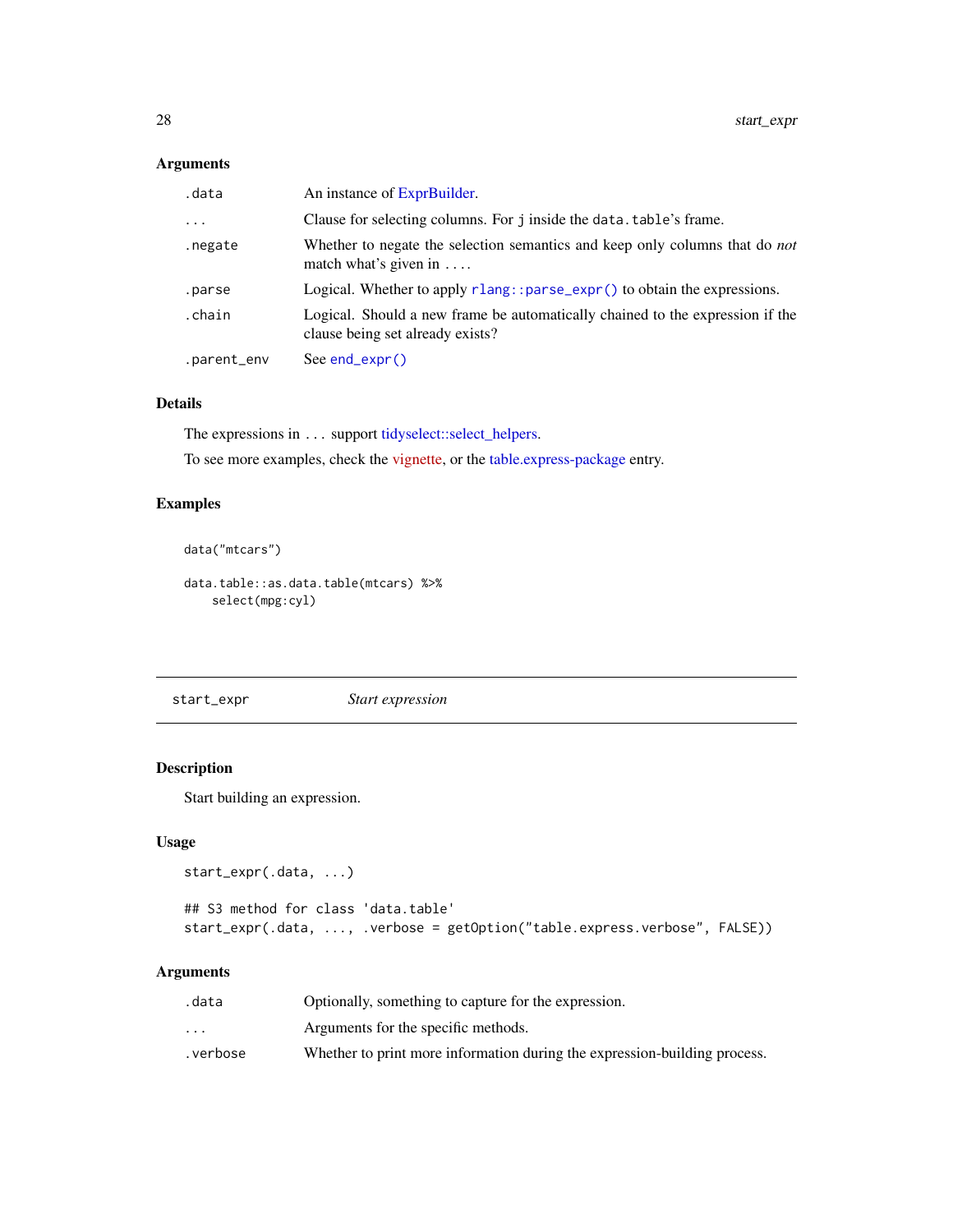### Arguments

| | |
|---|---|
| `.data` | An instance of ExprBuilder. |
| `...` | Clause for selecting columns. For `j` inside the `data.table`'s frame. |
| `.negate` | Whether to negate the selection semantics and keep only columns that do *not* match what's given in `...`. |
| `.parse` | Logical. Whether to apply `rlang::parse_expr()` to obtain the expressions. |
| `.chain` | Logical. Should a new frame be automatically chained to the expression if the clause being set already exists? |
| `.parent_env` | See `end_expr()` |

### Details

The expressions in `...` support tidyselect::select_helpers.

To see more examples, check the vignette, or the table.express-package entry.

### Examples

```
data("mtcars")

data.table::as.data.table(mtcars) %>%
    select(mpg:cyl)
```

---

## start_expr *Start expression*

---

### Description

Start building an expression.

### Usage

```
start_expr(.data, ...)

## S3 method for class 'data.table'
start_expr(.data, ..., .verbose = getOption("table.express.verbose", FALSE))
```

### Arguments

| | |
|---|---|
| `.data` | Optionally, something to capture for the expression. |
| `...` | Arguments for the specific methods. |
| `.verbose` | Whether to print more information during the expression-building process. |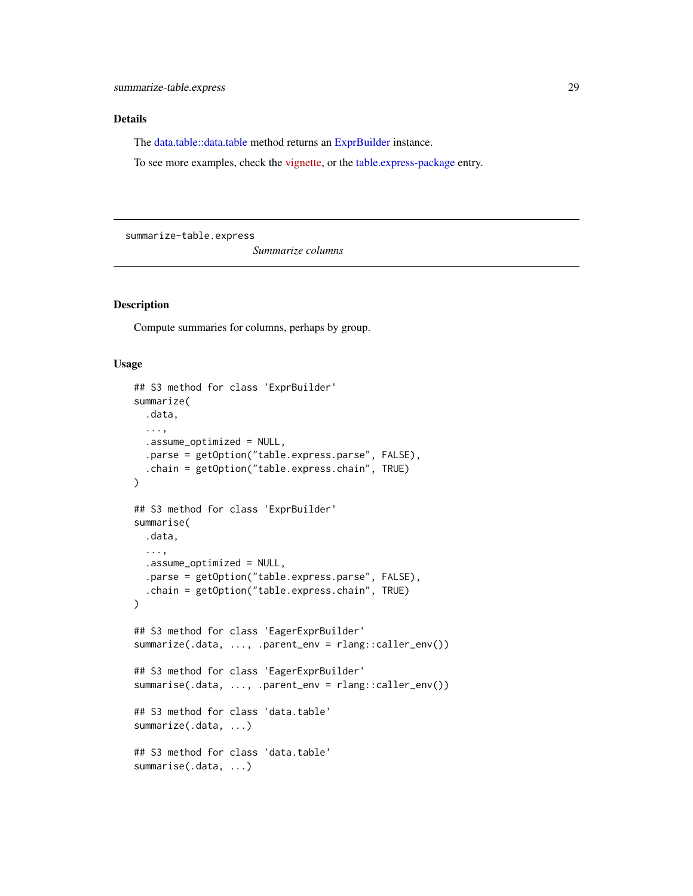### Details

The data.table::data.table method returns an ExprBuilder instance.

To see more examples, check the vignette, or the table.express-package entry.

---

## summarize-table.express *Summarize columns*

---

### Description

Compute summaries for columns, perhaps by group.

### Usage

```
## S3 method for class 'ExprBuilder'
summarize(
  .data,
  ...,
  .assume_optimized = NULL,
  .parse = getOption("table.express.parse", FALSE),
  .chain = getOption("table.express.chain", TRUE)
)

## S3 method for class 'ExprBuilder'
summarise(
  .data,
  ...,
  .assume_optimized = NULL,
  .parse = getOption("table.express.parse", FALSE),
  .chain = getOption("table.express.chain", TRUE)
)

## S3 method for class 'EagerExprBuilder'
summarize(.data, ..., .parent_env = rlang::caller_env())

## S3 method for class 'EagerExprBuilder'
summarise(.data, ..., .parent_env = rlang::caller_env())

## S3 method for class 'data.table'
summarize(.data, ...)

## S3 method for class 'data.table'
summarise(.data, ...)
```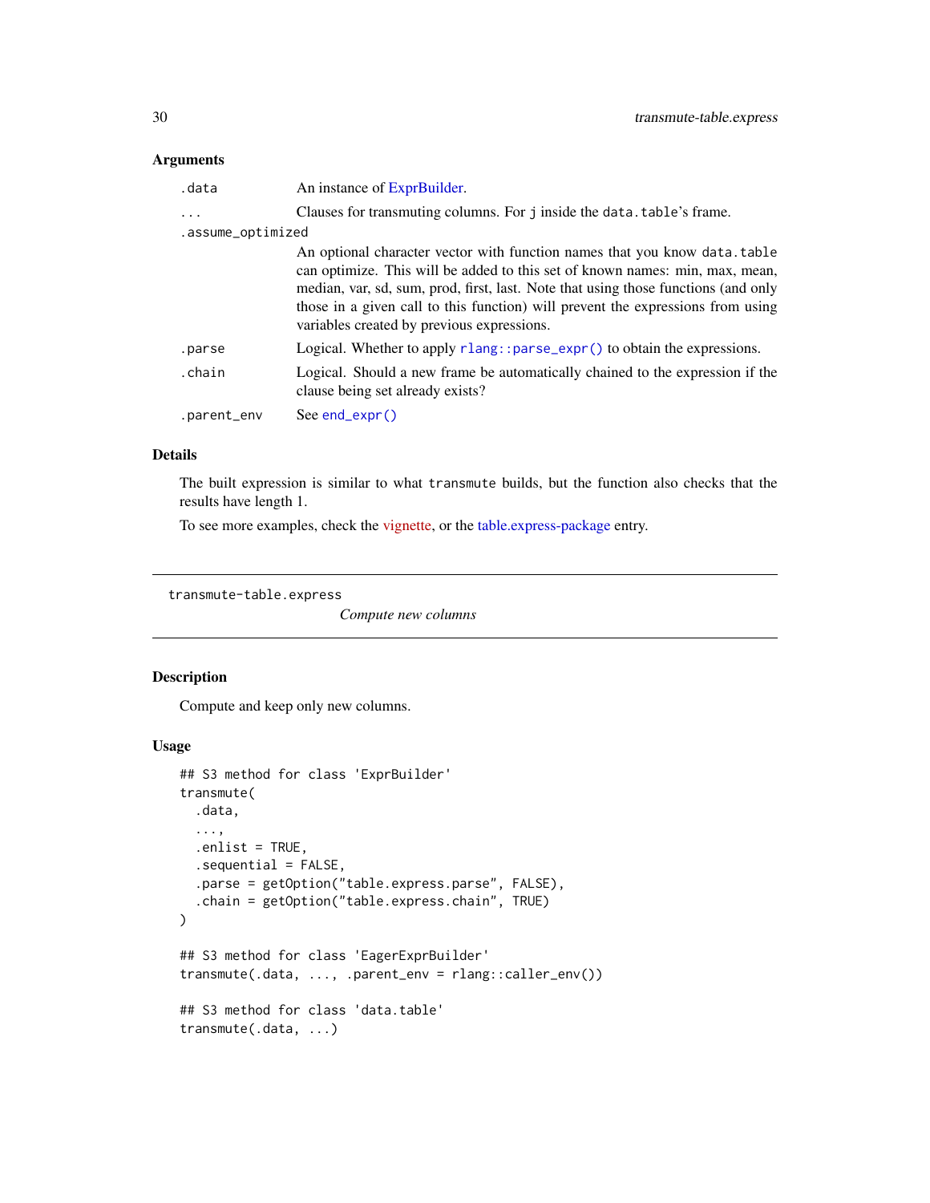### Arguments

| | |
|---|---|
| `.data` | An instance of ExprBuilder. |
| `...` | Clauses for transmuting columns. For `j` inside the `data.table`'s frame. |
| `.assume_optimized` | An optional character vector with function names that you know `data.table` can optimize. This will be added to this set of known names: min, max, mean, median, var, sd, sum, prod, first, last. Note that using those functions (and only those in a given call to this function) will prevent the expressions from using variables created by previous expressions. |
| `.parse` | Logical. Whether to apply `rlang::parse_expr()` to obtain the expressions. |
| `.chain` | Logical. Should a new frame be automatically chained to the expression if the clause being set already exists? |
| `.parent_env` | See `end_expr()` |

### Details

The built expression is similar to what `transmute` builds, but the function also checks that the results have length 1.

To see more examples, check the vignette, or the table.express-package entry.

---

## transmute-table.express — *Compute new columns*

### Description

Compute and keep only new columns.

### Usage

```
## S3 method for class 'ExprBuilder'
transmute(
  .data,
  ...,
  .enlist = TRUE,
  .sequential = FALSE,
  .parse = getOption("table.express.parse", FALSE),
  .chain = getOption("table.express.chain", TRUE)
)

## S3 method for class 'EagerExprBuilder'
transmute(.data, ..., .parent_env = rlang::caller_env())

## S3 method for class 'data.table'
transmute(.data, ...)
```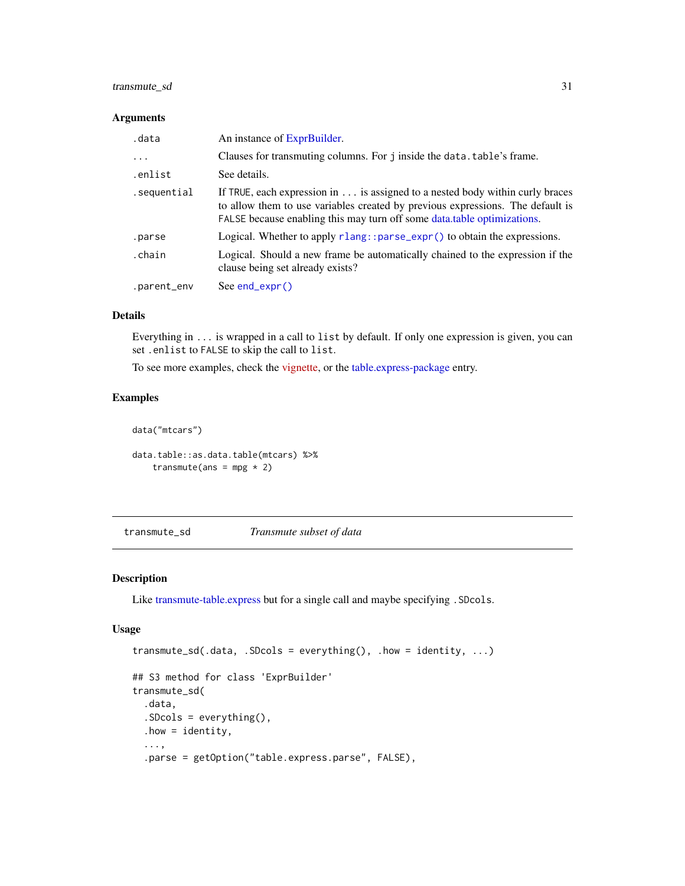### Arguments

| | |
|---|---|
| `.data` | An instance of ExprBuilder. |
| `...` | Clauses for transmuting columns. For `j` inside the `data.table`'s frame. |
| `.enlist` | See details. |
| `.sequential` | If `TRUE`, each expression in `...` is assigned to a nested body within curly braces to allow them to use variables created by previous expressions. The default is `FALSE` because enabling this may turn off some data.table optimizations. |
| `.parse` | Logical. Whether to apply `rlang::parse_expr()` to obtain the expressions. |
| `.chain` | Logical. Should a new frame be automatically chained to the expression if the clause being set already exists? |
| `.parent_env` | See `end_expr()` |

### Details

Everything in `...` is wrapped in a call to `list` by default. If only one expression is given, you can set `.enlist` to `FALSE` to skip the call to `list`.

To see more examples, check the vignette, or the table.express-package entry.

### Examples

```
data("mtcars")

data.table::as.data.table(mtcars) %>%
    transmute(ans = mpg * 2)
```

---

## transmute_sd — *Transmute subset of data*

### Description

Like transmute-table.express but for a single call and maybe specifying `.SDcols`.

### Usage

```
transmute_sd(.data, .SDcols = everything(), .how = identity, ...)

## S3 method for class 'ExprBuilder'
transmute_sd(
  .data,
  .SDcols = everything(),
  .how = identity,
  ...,
  .parse = getOption("table.express.parse", FALSE),
```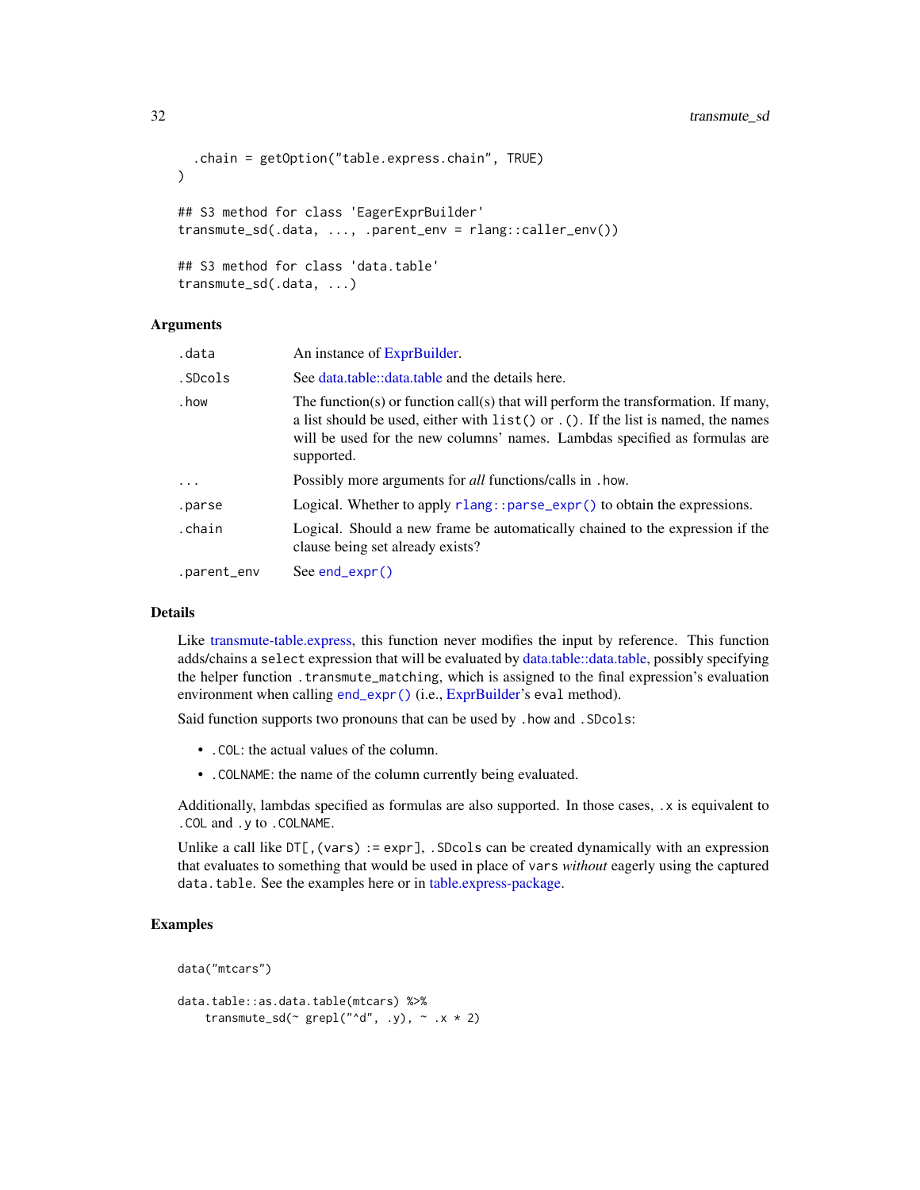```
  .chain = getOption("table.express.chain", TRUE)
)

## S3 method for class 'EagerExprBuilder'
transmute_sd(.data, ..., .parent_env = rlang::caller_env())

## S3 method for class 'data.table'
transmute_sd(.data, ...)
```

### Arguments

| | |
|---|---|
| .data | An instance of ExprBuilder. |
| .SDcols | See data.table::data.table and the details here. |
| .how | The function(s) or function call(s) that will perform the transformation. If many, a list should be used, either with `list()` or `.()`. If the list is named, the names will be used for the new columns' names. Lambdas specified as formulas are supported. |
| ... | Possibly more arguments for *all* functions/calls in `.how`. |
| .parse | Logical. Whether to apply `rlang::parse_expr()` to obtain the expressions. |
| .chain | Logical. Should a new frame be automatically chained to the expression if the clause being set already exists? |
| .parent_env | See `end_expr()` |

### Details

Like transmute-table.express, this function never modifies the input by reference. This function adds/chains a `select` expression that will be evaluated by data.table::data.table, possibly specifying the helper function `.transmute_matching`, which is assigned to the final expression's evaluation environment when calling `end_expr()` (i.e., ExprBuilder's `eval` method).

Said function supports two pronouns that can be used by `.how` and `.SDcols`:

- `.COL`: the actual values of the column.
- `.COLNAME`: the name of the column currently being evaluated.

Additionally, lambdas specified as formulas are also supported. In those cases, `.x` is equivalent to `.COL` and `.y` to `.COLNAME`.

Unlike a call like `DT[, (vars) := expr]`, `.SDcols` can be created dynamically with an expression that evaluates to something that would be used in place of `vars` *without* eagerly using the captured `data.table`. See the examples here or in table.express-package.

### Examples

```
data("mtcars")

data.table::as.data.table(mtcars) %>%
    transmute_sd(~ grepl("^d", .y), ~ .x * 2)
```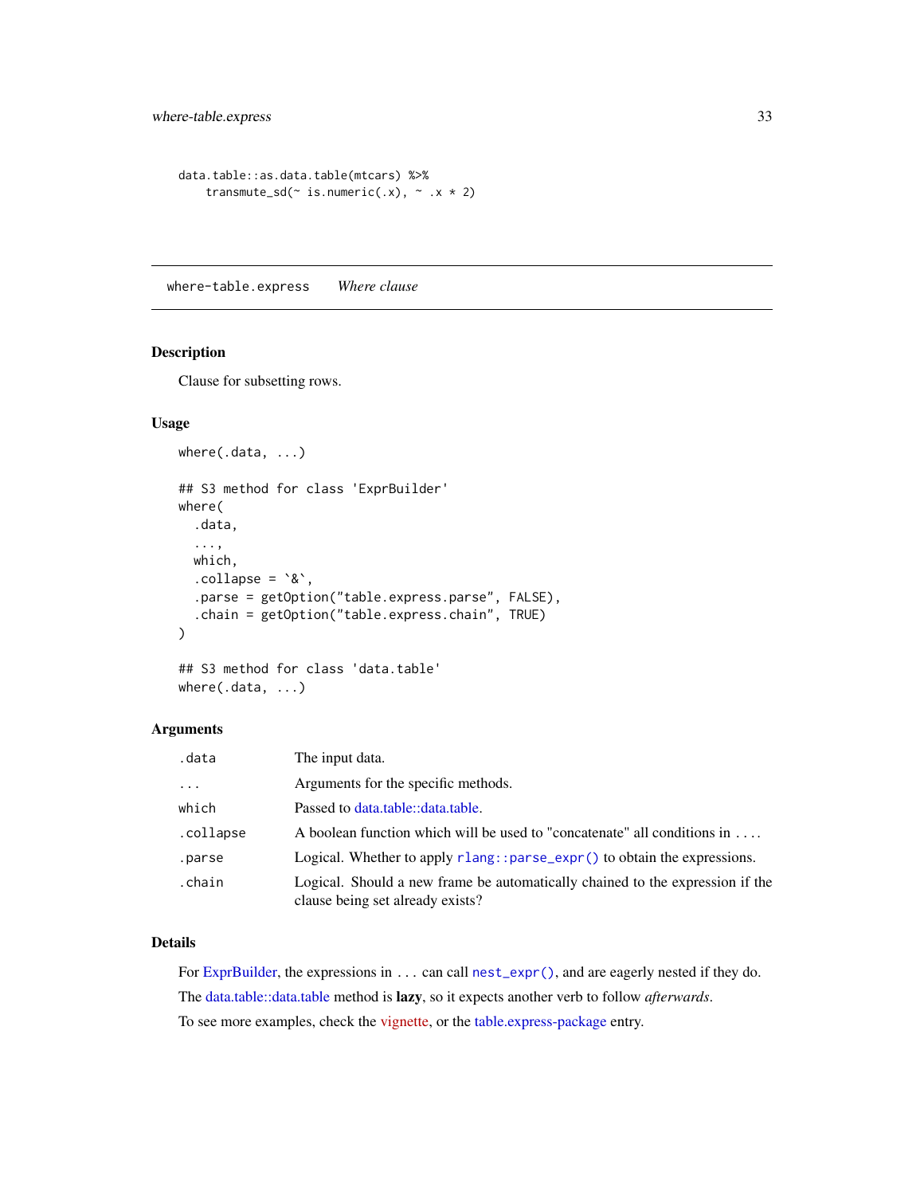```
data.table::as.data.table(mtcars) %>%
    transmute_sd(~ is.numeric(.x), ~ .x * 2)
```

---

## where-table.express *Where clause*

---

### Description

Clause for subsetting rows.

### Usage

```
where(.data, ...)

## S3 method for class 'ExprBuilder'
where(
  .data,
  ...,
  which,
  .collapse = `&`,
  .parse = getOption("table.express.parse", FALSE),
  .chain = getOption("table.express.chain", TRUE)
)

## S3 method for class 'data.table'
where(.data, ...)
```

### Arguments

| | |
|---|---|
| `.data` | The input data. |
| `...` | Arguments for the specific methods. |
| `which` | Passed to data.table::data.table. |
| `.collapse` | A boolean function which will be used to "concatenate" all conditions in `...`. |
| `.parse` | Logical. Whether to apply `rlang::parse_expr()` to obtain the expressions. |
| `.chain` | Logical. Should a new frame be automatically chained to the expression if the clause being set already exists? |

### Details

For ExprBuilder, the expressions in `...` can call `nest_expr()`, and are eagerly nested if they do.

The data.table::data.table method is **lazy**, so it expects another verb to follow *afterwards*.

To see more examples, check the vignette, or the table.express-package entry.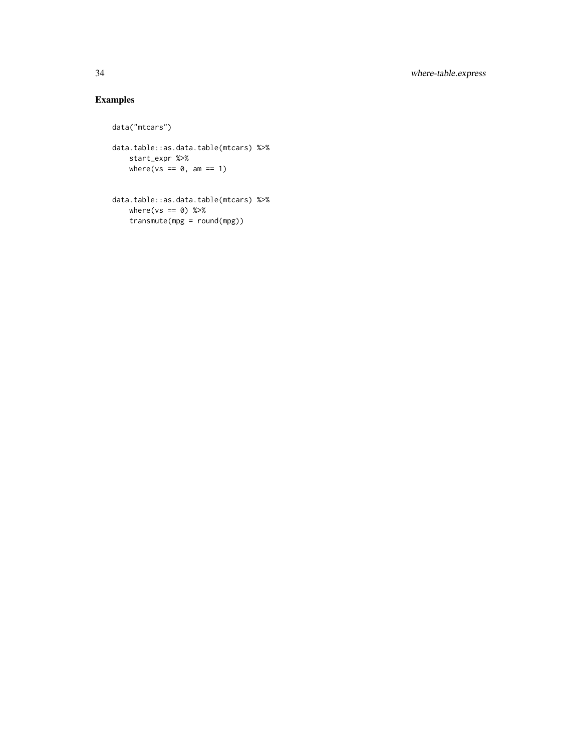## Examples

```
data("mtcars")

data.table::as.data.table(mtcars) %>%
    start_expr %>%
    where(vs == 0, am == 1)


data.table::as.data.table(mtcars) %>%
    where(vs == 0) %>%
    transmute(mpg = round(mpg))
```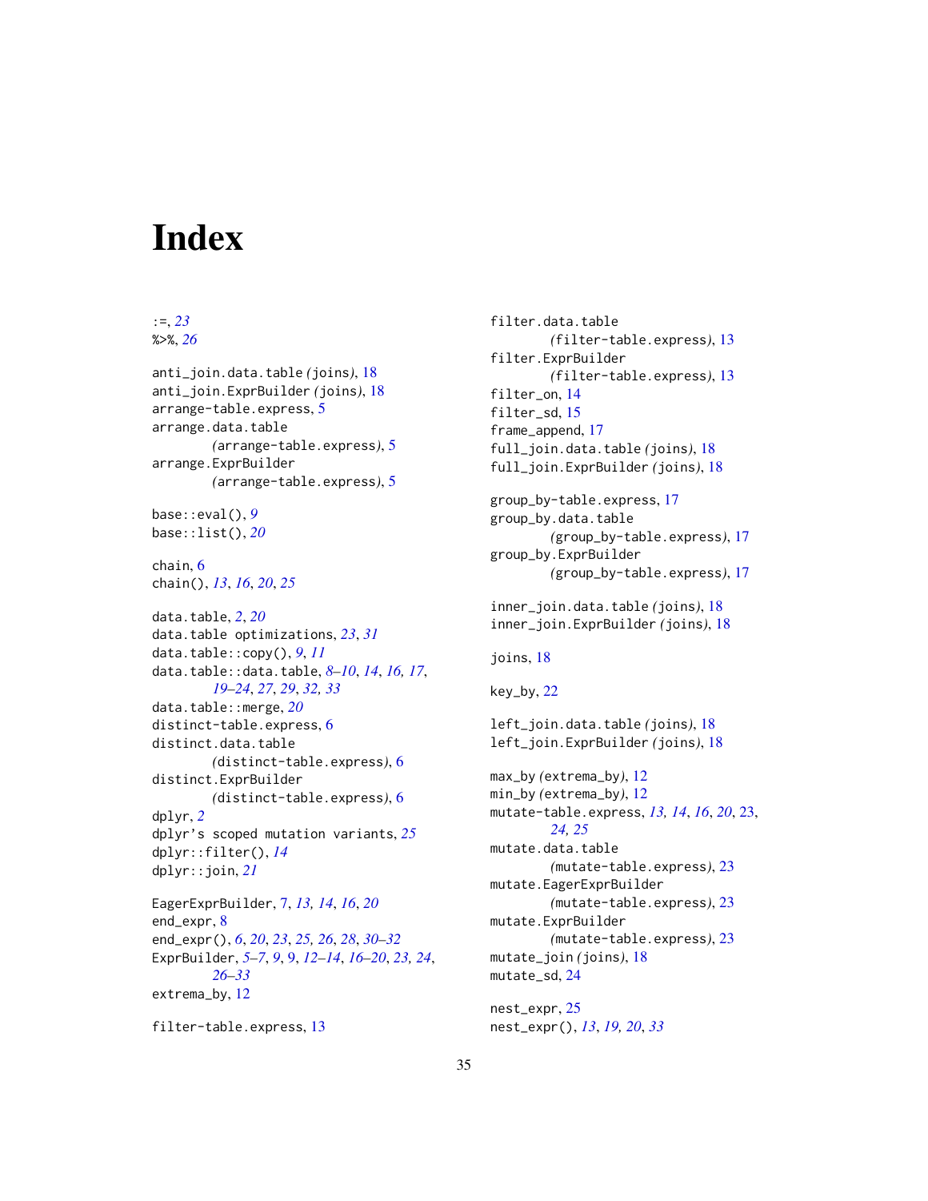# Index

:=, *23*
%>%, *26*

anti_join.data.table *(joins)*, 18
anti_join.ExprBuilder *(joins)*, 18
arrange-table.express, 5
arrange.data.table *(arrange-table.express)*, 5
arrange.ExprBuilder *(arrange-table.express)*, 5

base::eval(), *9*
base::list(), *20*

chain, 6
chain(), *13*, *16*, *20*, *25*

data.table, *2*, *20*
data.table optimizations, *23*, *31*
data.table::copy(), *9*, *11*
data.table::data.table, *8–10*, *14*, *16*, *17*, *19–24*, *27*, *29*, *32*, *33*
data.table::merge, *20*
distinct-table.express, 6
distinct.data.table *(distinct-table.express)*, 6
distinct.ExprBuilder *(distinct-table.express)*, 6
dplyr, *2*
dplyr's scoped mutation variants, *25*
dplyr::filter(), *14*
dplyr::join, *21*

EagerExprBuilder, 7, *13*, *14*, *16*, *20*
end_expr, 8
end_expr(), *6*, *20*, *23*, *25*, *26*, *28*, *30–32*
ExprBuilder, *5–7*, *9*, 9, *12–14*, *16–20*, *23*, *24*, *26–33*
extrema_by, 12

filter-table.express, 13
filter.data.table *(filter-table.express)*, 13
filter.ExprBuilder *(filter-table.express)*, 13
filter_on, 14
filter_sd, 15
frame_append, 17
full_join.data.table *(joins)*, 18
full_join.ExprBuilder *(joins)*, 18

group_by-table.express, 17
group_by.data.table *(group_by-table.express)*, 17
group_by.ExprBuilder *(group_by-table.express)*, 17

inner_join.data.table *(joins)*, 18
inner_join.ExprBuilder *(joins)*, 18

joins, 18

key_by, 22

left_join.data.table *(joins)*, 18
left_join.ExprBuilder *(joins)*, 18

max_by *(extrema_by)*, 12
min_by *(extrema_by)*, 12
mutate-table.express, *13*, *14*, *16*, *20*, 23, *24*, *25*
mutate.data.table *(mutate-table.express)*, 23
mutate.EagerExprBuilder *(mutate-table.express)*, 23
mutate.ExprBuilder *(mutate-table.express)*, 23
mutate_join *(joins)*, 18
mutate_sd, 24

nest_expr, 25
nest_expr(), *13*, *19*, *20*, *33*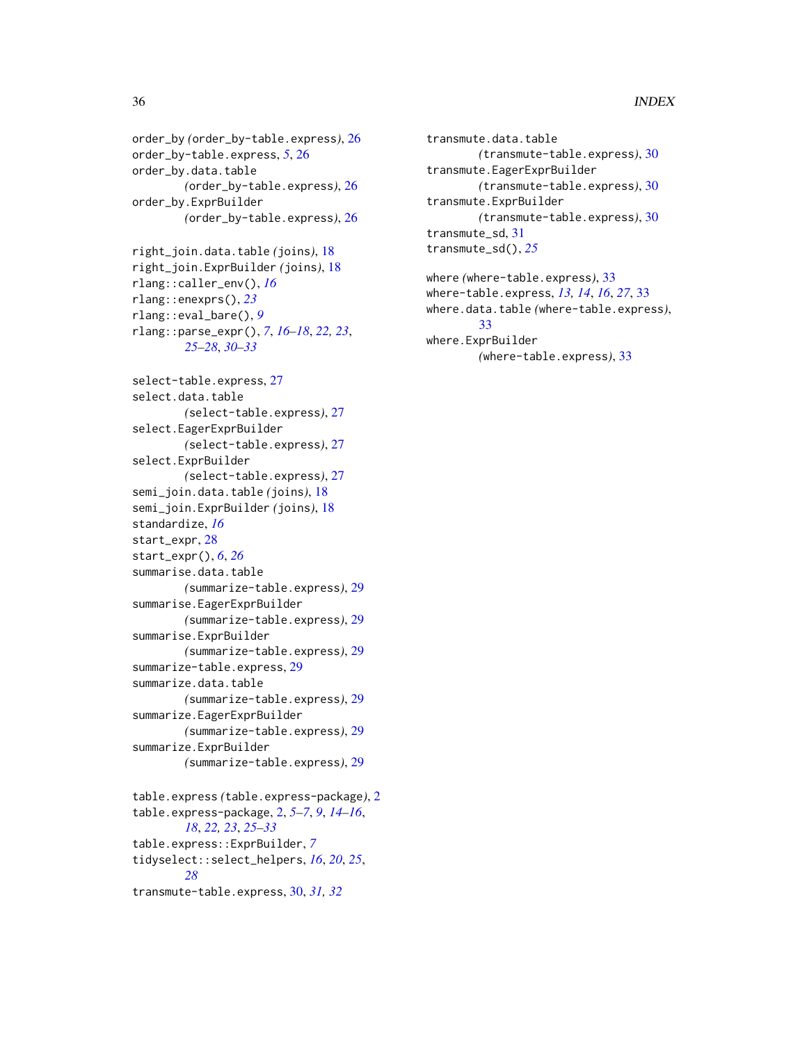order_by (order_by-table.express), 26
order_by-table.express, *5*, 26
order_by.data.table
    (order_by-table.express), 26
order_by.ExprBuilder
    (order_by-table.express), 26

right_join.data.table (joins), 18
right_join.ExprBuilder (joins), 18
rlang::caller_env(), *16*
rlang::enexprs(), *23*
rlang::eval_bare(), *9*
rlang::parse_expr(), *7*, *16–18*, *22, 23*,
    *25–28*, *30–33*

select-table.express, 27
select.data.table
    (select-table.express), 27
select.EagerExprBuilder
    (select-table.express), 27
select.ExprBuilder
    (select-table.express), 27
semi_join.data.table (joins), 18
semi_join.ExprBuilder (joins), 18
standardize, *16*
start_expr, 28
start_expr(), *6*, *26*
summarise.data.table
    (summarize-table.express), 29
summarise.EagerExprBuilder
    (summarize-table.express), 29
summarise.ExprBuilder
    (summarize-table.express), 29
summarize-table.express, 29
summarize.data.table
    (summarize-table.express), 29
summarize.EagerExprBuilder
    (summarize-table.express), 29
summarize.ExprBuilder
    (summarize-table.express), 29

table.express (table.express-package), 2
table.express-package, 2, *5–7*, *9*, *14–16*,
    *18*, *22, 23*, *25–33*
table.express::ExprBuilder, *7*
tidyselect::select_helpers, *16*, *20*, *25*,
    *28*
transmute-table.express, 30, *31*, *32*
transmute.data.table
    (transmute-table.express), 30
transmute.EagerExprBuilder
    (transmute-table.express), 30
transmute.ExprBuilder
    (transmute-table.express), 30
transmute_sd, 31
transmute_sd(), *25*

where (where-table.express), 33
where-table.express, *13, 14*, *16*, *27*, 33
where.data.table (where-table.express),
    33
where.ExprBuilder
    (where-table.express), 33